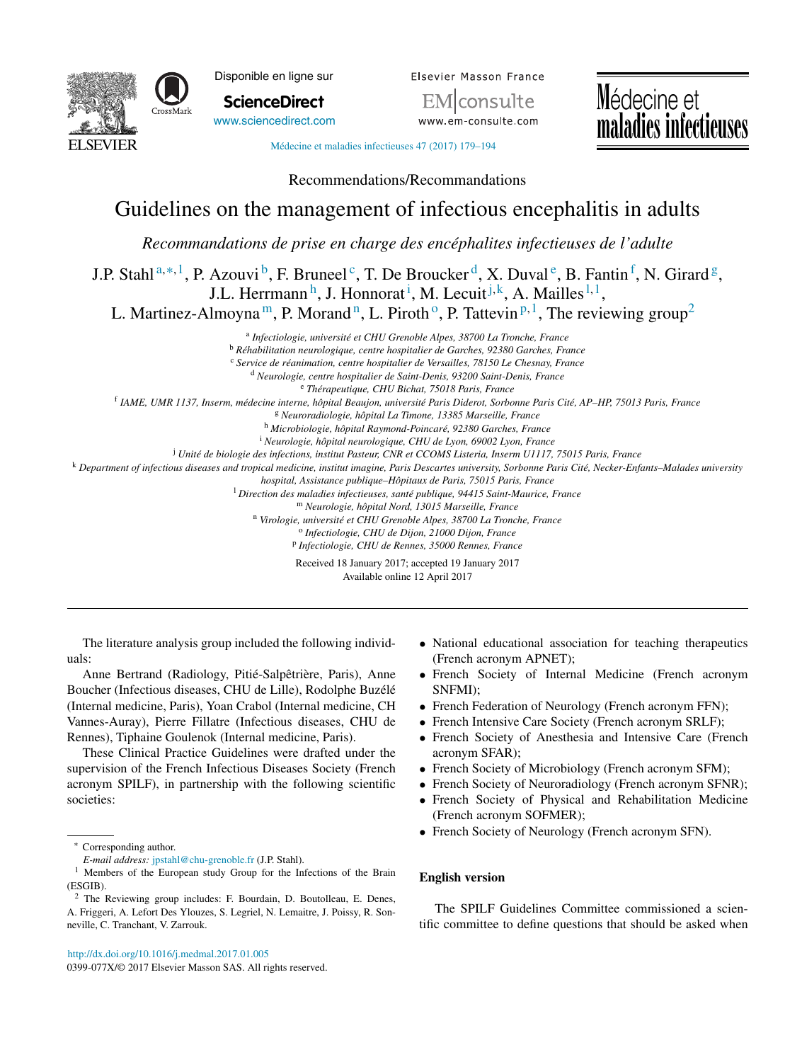Recommendations/Recommandations

# Guidelines on the management of infectious encephalitis in adults

*Recommandations de prise en charge des encéphalites infectieuses de l'adulte*

J.P. Stahl[a,*,1], P. Azouvi[b], F. Bruneel[c], T. De Broucker[d], X. Duval[e], B. Fantin[f], N. Girard[g], J.L. Herrmann[h], J. Honnorat[i], M. Lecuit[j,k], A. Mailles[l,1], L. Martinez-Almoyna[m], P. Morand[n], L. Piroth[o], P. Tattevin[p,1], The reviewing group[2]

[a] *Infectiologie, université et CHU Grenoble Alpes, 38700 La Tronche, France*
[b] *Réhabilitation neurologique, centre hospitalier de Garches, 92380 Garches, France*
[c] *Service de réanimation, centre hospitalier de Versailles, 78150 Le Chesnay, France*
[d] *Neurologie, centre hospitalier de Saint-Denis, 93200 Saint-Denis, France*
[e] *Thérapeutique, CHU Bichat, 75018 Paris, France*
[f] *IAME, UMR 1137, Inserm, médecine interne, hôpital Beaujon, université Paris Diderot, Sorbonne Paris Cité, AP–HP, 75013 Paris, France*
[g] *Neuroradiologie, hôpital La Timone, 13385 Marseille, France*
[h] *Microbiologie, hôpital Raymond-Poincaré, 92380 Garches, France*
[i] *Neurologie, hôpital neurologique, CHU de Lyon, 69002 Lyon, France*
[j] *Unité de biologie des infections, institut Pasteur, CNR et CCOMS Listeria, Inserm U1117, 75015 Paris, France*
[k] *Department of infectious diseases and tropical medicine, institut imagine, Paris Descartes university, Sorbonne Paris Cité, Necker-Enfants–Malades university hospital, Assistance publique–Hôpitaux de Paris, 75015 Paris, France*
[l] *Direction des maladies infectieuses, santé publique, 94415 Saint-Maurice, France*
[m] *Neurologie, hôpital Nord, 13015 Marseille, France*
[n] *Virologie, université et CHU Grenoble Alpes, 38700 La Tronche, France*
[o] *Infectiologie, CHU de Dijon, 21000 Dijon, France*
[p] *Infectiologie, CHU de Rennes, 35000 Rennes, France*

Received 18 January 2017; accepted 19 January 2017
Available online 12 April 2017

---

The literature analysis group included the following individuals:

Anne Bertrand (Radiology, Pitié-Salpêtrière, Paris), Anne Boucher (Infectious diseases, CHU de Lille), Rodolphe Buzélé (Internal medicine, Paris), Yoan Crabol (Internal medicine, CH Vannes-Auray), Pierre Fillatre (Infectious diseases, CHU de Rennes), Tiphaine Goulenok (Internal medicine, Paris).

These Clinical Practice Guidelines were drafted under the supervision of the French Infectious Diseases Society (French acronym SPILF), in partnership with the following scientific societies:

- National educational association for teaching therapeutics (French acronym APNET);
- French Society of Internal Medicine (French acronym SNFMI);
- French Federation of Neurology (French acronym FFN);
- French Intensive Care Society (French acronym SRLF);
- French Society of Anesthesia and Intensive Care (French acronym SFAR);
- French Society of Microbiology (French acronym SFM);
- French Society of Neuroradiology (French acronym SFNR);
- French Society of Physical and Rehabilitation Medicine (French acronym SOFMER);
- French Society of Neurology (French acronym SFN).

## English version

The SPILF Guidelines Committee commissioned a scientific committee to define questions that should be asked when

---

* Corresponding author.
*E-mail address:* jpstahl@chu-grenoble.fr (J.P. Stahl).

[1] Members of the European study Group for the Infections of the Brain (ESGIB).

[2] The Reviewing group includes: F. Bourdain, D. Boutolleau, E. Denes, A. Friggeri, A. Lefort Des Ylouzes, S. Legriel, N. Lemaitre, J. Poissy, R. Sonneville, C. Tranchant, V. Zarrouk.

http://dx.doi.org/10.1016/j.medmal.2017.01.005
0399-077X/© 2017 Elsevier Masson SAS. All rights reserved.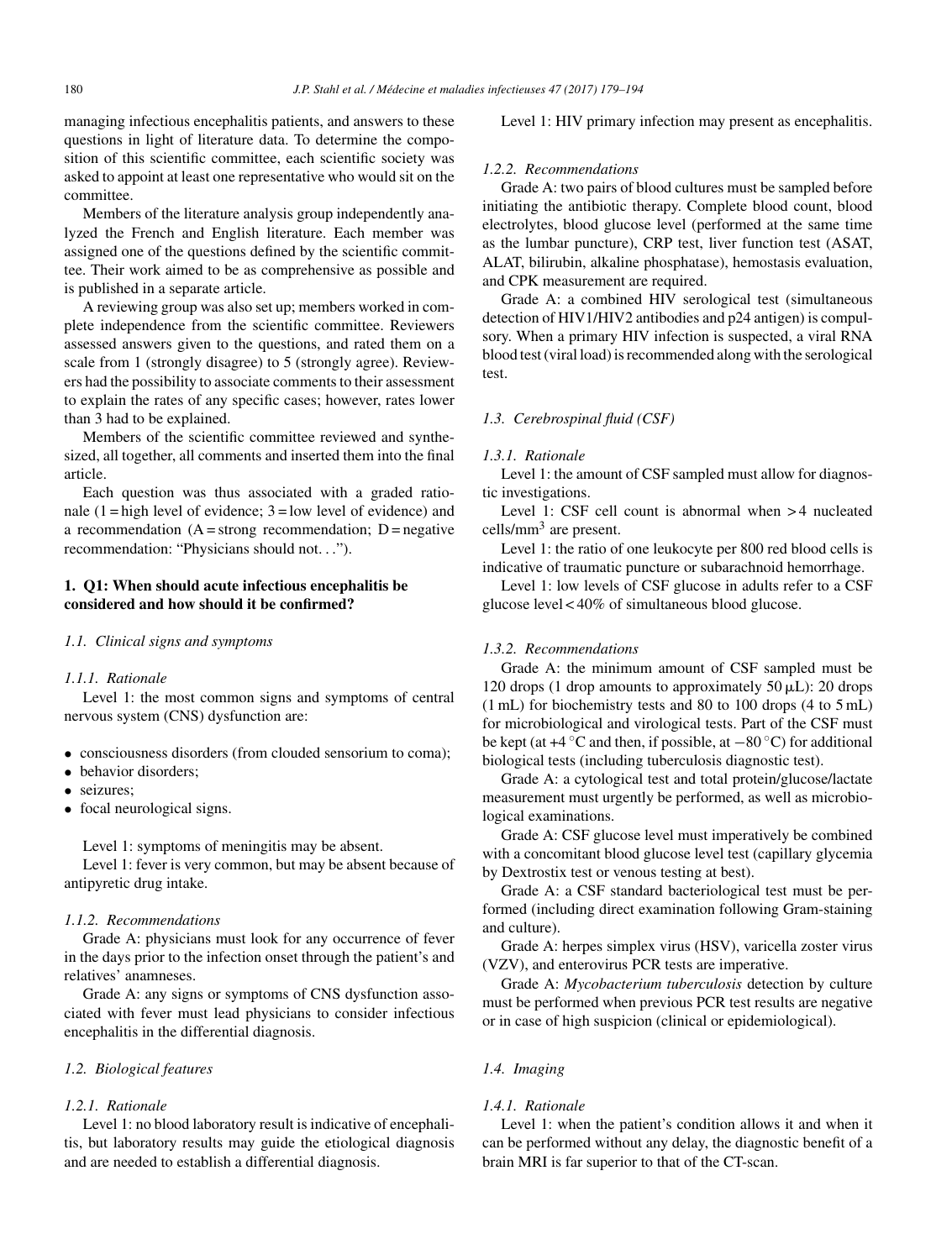managing infectious encephalitis patients, and answers to these questions in light of literature data. To determine the composition of this scientific committee, each scientific society was asked to appoint at least one representative who would sit on the committee.

Members of the literature analysis group independently analyzed the French and English literature. Each member was assigned one of the questions defined by the scientific committee. Their work aimed to be as comprehensive as possible and is published in a separate article.

A reviewing group was also set up; members worked in complete independence from the scientific committee. Reviewers assessed answers given to the questions, and rated them on a scale from 1 (strongly disagree) to 5 (strongly agree). Reviewers had the possibility to associate comments to their assessment to explain the rates of any specific cases; however, rates lower than 3 had to be explained.

Members of the scientific committee reviewed and synthesized, all together, all comments and inserted them into the final article.

Each question was thus associated with a graded rationale (1 = high level of evidence; 3 = low level of evidence) and a recommendation (A = strong recommendation; D = negative recommendation: "Physicians should not. . .").

## 1. Q1: When should acute infectious encephalitis be considered and how should it be confirmed?

### *1.1. Clinical signs and symptoms*

#### *1.1.1. Rationale*

Level 1: the most common signs and symptoms of central nervous system (CNS) dysfunction are:

- consciousness disorders (from clouded sensorium to coma);
- behavior disorders;
- seizures;
- focal neurological signs.

Level 1: symptoms of meningitis may be absent.

Level 1: fever is very common, but may be absent because of antipyretic drug intake.

#### *1.1.2. Recommendations*

Grade A: physicians must look for any occurrence of fever in the days prior to the infection onset through the patient's and relatives' anamneses.

Grade A: any signs or symptoms of CNS dysfunction associated with fever must lead physicians to consider infectious encephalitis in the differential diagnosis.

### *1.2. Biological features*

#### *1.2.1. Rationale*

Level 1: no blood laboratory result is indicative of encephalitis, but laboratory results may guide the etiological diagnosis and are needed to establish a differential diagnosis.

Level 1: HIV primary infection may present as encephalitis.

#### *1.2.2. Recommendations*

Grade A: two pairs of blood cultures must be sampled before initiating the antibiotic therapy. Complete blood count, blood electrolytes, blood glucose level (performed at the same time as the lumbar puncture), CRP test, liver function test (ASAT, ALAT, bilirubin, alkaline phosphatase), hemostasis evaluation, and CPK measurement are required.

Grade A: a combined HIV serological test (simultaneous detection of HIV1/HIV2 antibodies and p24 antigen) is compulsory. When a primary HIV infection is suspected, a viral RNA blood test (viral load) is recommended along with the serological test.

### *1.3. Cerebrospinal fluid (CSF)*

#### *1.3.1. Rationale*

Level 1: the amount of CSF sampled must allow for diagnostic investigations.

Level 1: CSF cell count is abnormal when > 4 nucleated cells/mm$^3$ are present.

Level 1: the ratio of one leukocyte per 800 red blood cells is indicative of traumatic puncture or subarachnoid hemorrhage.

Level 1: low levels of CSF glucose in adults refer to a CSF glucose level < 40% of simultaneous blood glucose.

#### *1.3.2. Recommendations*

Grade A: the minimum amount of CSF sampled must be 120 drops (1 drop amounts to approximately 50 μL): 20 drops (1 mL) for biochemistry tests and 80 to 100 drops (4 to 5 mL) for microbiological and virological tests. Part of the CSF must be kept (at +4 °C and then, if possible, at −80 °C) for additional biological tests (including tuberculosis diagnostic test).

Grade A: a cytological test and total protein/glucose/lactate measurement must urgently be performed, as well as microbiological examinations.

Grade A: CSF glucose level must imperatively be combined with a concomitant blood glucose level test (capillary glycemia by Dextrostix test or venous testing at best).

Grade A: a CSF standard bacteriological test must be performed (including direct examination following Gram-staining and culture).

Grade A: herpes simplex virus (HSV), varicella zoster virus (VZV), and enterovirus PCR tests are imperative.

Grade A: *Mycobacterium tuberculosis* detection by culture must be performed when previous PCR test results are negative or in case of high suspicion (clinical or epidemiological).

### *1.4. Imaging*

#### *1.4.1. Rationale*

Level 1: when the patient's condition allows it and when it can be performed without any delay, the diagnostic benefit of a brain MRI is far superior to that of the CT-scan.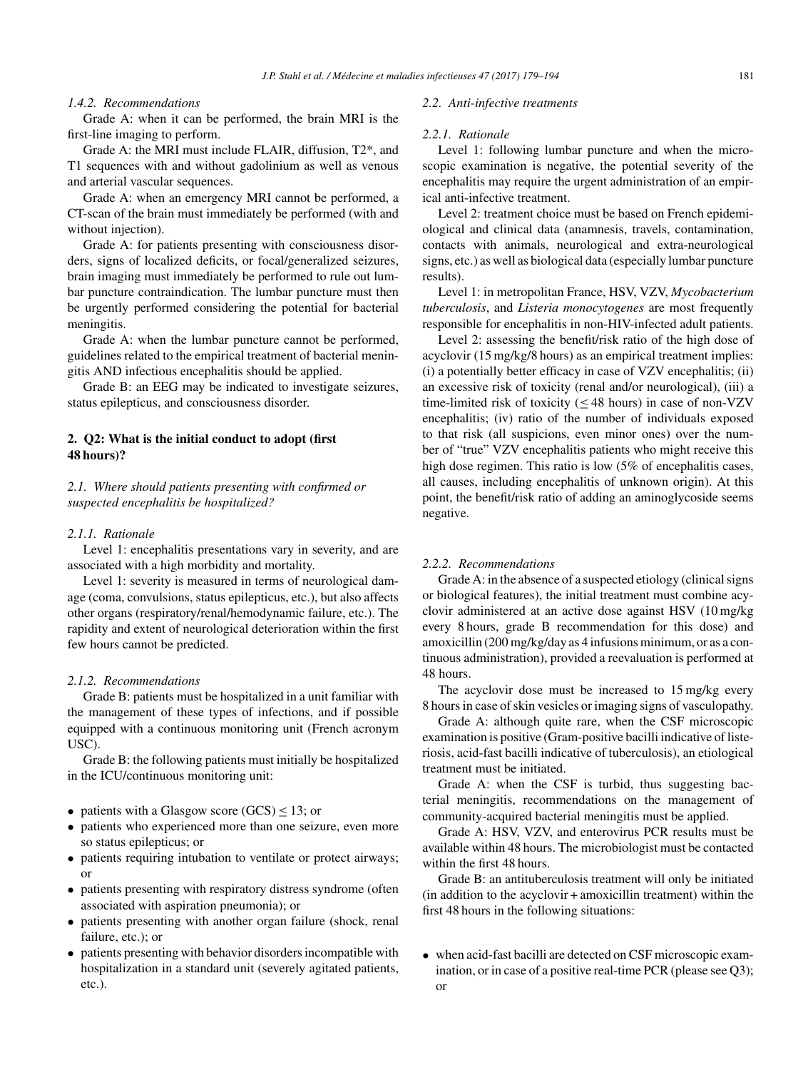#### 1.4.2. Recommendations

Grade A: when it can be performed, the brain MRI is the first-line imaging to perform.

Grade A: the MRI must include FLAIR, diffusion, T2*, and T1 sequences with and without gadolinium as well as venous and arterial vascular sequences.

Grade A: when an emergency MRI cannot be performed, a CT-scan of the brain must immediately be performed (with and without injection).

Grade A: for patients presenting with consciousness disorders, signs of localized deficits, or focal/generalized seizures, brain imaging must immediately be performed to rule out lumbar puncture contraindication. The lumbar puncture must then be urgently performed considering the potential for bacterial meningitis.

Grade A: when the lumbar puncture cannot be performed, guidelines related to the empirical treatment of bacterial meningitis AND infectious encephalitis should be applied.

Grade B: an EEG may be indicated to investigate seizures, status epilepticus, and consciousness disorder.

## 2. Q2: What is the initial conduct to adopt (first 48 hours)?

### 2.1. Where should patients presenting with confirmed or suspected encephalitis be hospitalized?

#### 2.1.1. Rationale

Level 1: encephalitis presentations vary in severity, and are associated with a high morbidity and mortality.

Level 1: severity is measured in terms of neurological damage (coma, convulsions, status epilepticus, etc.), but also affects other organs (respiratory/renal/hemodynamic failure, etc.). The rapidity and extent of neurological deterioration within the first few hours cannot be predicted.

#### 2.1.2. Recommendations

Grade B: patients must be hospitalized in a unit familiar with the management of these types of infections, and if possible equipped with a continuous monitoring unit (French acronym USC).

Grade B: the following patients must initially be hospitalized in the ICU/continuous monitoring unit:

- patients with a Glasgow score (GCS) $\leq 13$; or
- patients who experienced more than one seizure, even more so status epilepticus; or
- patients requiring intubation to ventilate or protect airways; or
- patients presenting with respiratory distress syndrome (often associated with aspiration pneumonia); or
- patients presenting with another organ failure (shock, renal failure, etc.); or
- patients presenting with behavior disorders incompatible with hospitalization in a standard unit (severely agitated patients, etc.).

### 2.2. Anti-infective treatments

#### 2.2.1. Rationale

Level 1: following lumbar puncture and when the microscopic examination is negative, the potential severity of the encephalitis may require the urgent administration of an empirical anti-infective treatment.

Level 2: treatment choice must be based on French epidemiological and clinical data (anamnesis, travels, contamination, contacts with animals, neurological and extra-neurological signs, etc.) as well as biological data (especially lumbar puncture results).

Level 1: in metropolitan France, HSV, VZV, *Mycobacterium tuberculosis*, and *Listeria monocytogenes* are most frequently responsible for encephalitis in non-HIV-infected adult patients.

Level 2: assessing the benefit/risk ratio of the high dose of acyclovir (15 mg/kg/8 hours) as an empirical treatment implies: (i) a potentially better efficacy in case of VZV encephalitis; (ii) an excessive risk of toxicity (renal and/or neurological), (iii) a time-limited risk of toxicity ($\leq 48$ hours) in case of non-VZV encephalitis; (iv) ratio of the number of individuals exposed to that risk (all suspicions, even minor ones) over the number of "true" VZV encephalitis patients who might receive this high dose regimen. This ratio is low (5% of encephalitis cases, all causes, including encephalitis of unknown origin). At this point, the benefit/risk ratio of adding an aminoglycoside seems negative.

#### 2.2.2. Recommendations

Grade A: in the absence of a suspected etiology (clinical signs or biological features), the initial treatment must combine acyclovir administered at an active dose against HSV (10 mg/kg every 8 hours, grade B recommendation for this dose) and amoxicillin (200 mg/kg/day as 4 infusions minimum, or as a continuous administration), provided a reevaluation is performed at 48 hours.

The acyclovir dose must be increased to 15 mg/kg every 8 hours in case of skin vesicles or imaging signs of vasculopathy.

Grade A: although quite rare, when the CSF microscopic examination is positive (Gram-positive bacilli indicative of listeriosis, acid-fast bacilli indicative of tuberculosis), an etiological treatment must be initiated.

Grade A: when the CSF is turbid, thus suggesting bacterial meningitis, recommendations on the management of community-acquired bacterial meningitis must be applied.

Grade A: HSV, VZV, and enterovirus PCR results must be available within 48 hours. The microbiologist must be contacted within the first 48 hours.

Grade B: an antituberculosis treatment will only be initiated (in addition to the acyclovir + amoxicillin treatment) within the first 48 hours in the following situations:

- when acid-fast bacilli are detected on CSF microscopic examination, or in case of a positive real-time PCR (please see Q3); or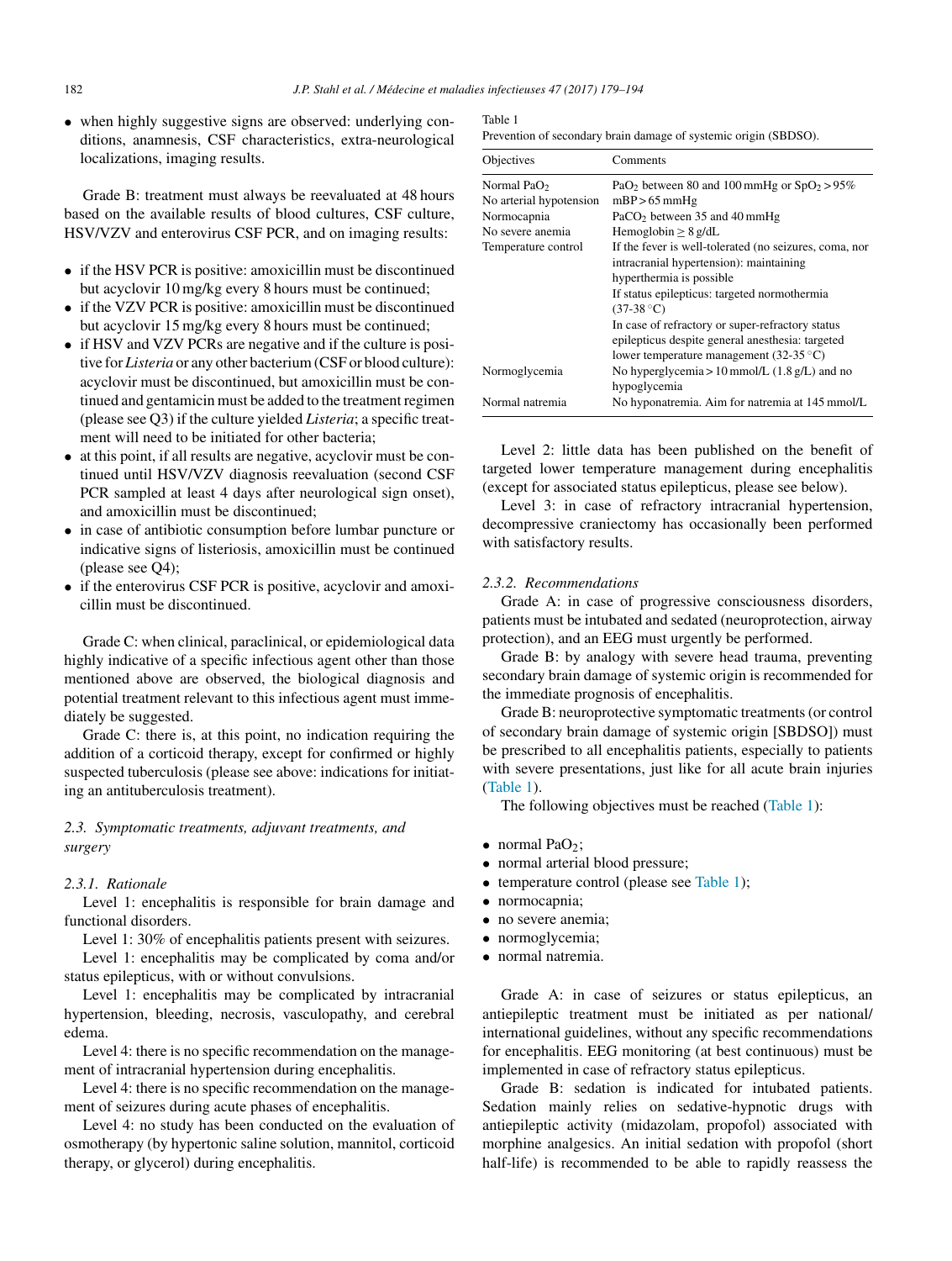- when highly suggestive signs are observed: underlying conditions, anamnesis, CSF characteristics, extra-neurological localizations, imaging results.

Grade B: treatment must always be reevaluated at 48 hours based on the available results of blood cultures, CSF culture, HSV/VZV and enterovirus CSF PCR, and on imaging results:

- if the HSV PCR is positive: amoxicillin must be discontinued but acyclovir 10 mg/kg every 8 hours must be continued;
- if the VZV PCR is positive: amoxicillin must be discontinued but acyclovir 15 mg/kg every 8 hours must be continued;
- if HSV and VZV PCRs are negative and if the culture is positive for *Listeria* or any other bacterium (CSF or blood culture): acyclovir must be discontinued, but amoxicillin must be continued and gentamicin must be added to the treatment regimen (please see Q3) if the culture yielded *Listeria*; a specific treatment will need to be initiated for other bacteria;
- at this point, if all results are negative, acyclovir must be continued until HSV/VZV diagnosis reevaluation (second CSF PCR sampled at least 4 days after neurological sign onset), and amoxicillin must be discontinued;
- in case of antibiotic consumption before lumbar puncture or indicative signs of listeriosis, amoxicillin must be continued (please see Q4);
- if the enterovirus CSF PCR is positive, acyclovir and amoxicillin must be discontinued.

Grade C: when clinical, paraclinical, or epidemiological data highly indicative of a specific infectious agent other than those mentioned above are observed, the biological diagnosis and potential treatment relevant to this infectious agent must immediately be suggested.

Grade C: there is, at this point, no indication requiring the addition of a corticoid therapy, except for confirmed or highly suspected tuberculosis (please see above: indications for initiating an antituberculosis treatment).

## 2.3. Symptomatic treatments, adjuvant treatments, and surgery

### 2.3.1. Rationale

Level 1: encephalitis is responsible for brain damage and functional disorders.

Level 1: 30% of encephalitis patients present with seizures.

Level 1: encephalitis may be complicated by coma and/or status epilepticus, with or without convulsions.

Level 1: encephalitis may be complicated by intracranial hypertension, bleeding, necrosis, vasculopathy, and cerebral edema.

Level 4: there is no specific recommendation on the management of intracranial hypertension during encephalitis.

Level 4: there is no specific recommendation on the management of seizures during acute phases of encephalitis.

Level 4: no study has been conducted on the evaluation of osmotherapy (by hypertonic saline solution, mannitol, corticoid therapy, or glycerol) during encephalitis.

Table 1
Prevention of secondary brain damage of systemic origin (SBDSO).

| Objectives | Comments |
|---|---|
| Normal $PaO_2$ | $PaO_2$ between 80 and 100 mmHg or $SpO_2 > 95\%$ |
| No arterial hypotension | mBP > 65 mmHg |
| Normocapnia | $PaCO_2$ between 35 and 40 mmHg |
| No severe anemia | Hemoglobin ≥ 8 g/dL |
| Temperature control | If the fever is well-tolerated (no seizures, coma, nor intracranial hypertension): maintaining hyperthermia is possible<br>If status epilepticus: targeted normothermia (37-38 °C)<br>In case of refractory or super-refractory status epilepticus despite general anesthesia: targeted lower temperature management (32-35 °C) |
| Normoglycemia | No hyperglycemia > 10 mmol/L (1.8 g/L) and no hypoglycemia |
| Normal natremia | No hyponatremia. Aim for natremia at 145 mmol/L |

Level 2: little data has been published on the benefit of targeted lower temperature management during encephalitis (except for associated status epilepticus, please see below).

Level 3: in case of refractory intracranial hypertension, decompressive craniectomy has occasionally been performed with satisfactory results.

### 2.3.2. Recommendations

Grade A: in case of progressive consciousness disorders, patients must be intubated and sedated (neuroprotection, airway protection), and an EEG must urgently be performed.

Grade B: by analogy with severe head trauma, preventing secondary brain damage of systemic origin is recommended for the immediate prognosis of encephalitis.

Grade B: neuroprotective symptomatic treatments (or control of secondary brain damage of systemic origin [SBDSO]) must be prescribed to all encephalitis patients, especially to patients with severe presentations, just like for all acute brain injuries (Table 1).

The following objectives must be reached (Table 1):

- normal $PaO_2$;
- normal arterial blood pressure;
- temperature control (please see Table 1);
- normocapnia;
- no severe anemia;
- normoglycemia;
- normal natremia.

Grade A: in case of seizures or status epilepticus, an antiepileptic treatment must be initiated as per national/international guidelines, without any specific recommendations for encephalitis. EEG monitoring (at best continuous) must be implemented in case of refractory status epilepticus.

Grade B: sedation is indicated for intubated patients. Sedation mainly relies on sedative-hypnotic drugs with antiepileptic activity (midazolam, propofol) associated with morphine analgesics. An initial sedation with propofol (short half-life) is recommended to be able to rapidly reassess the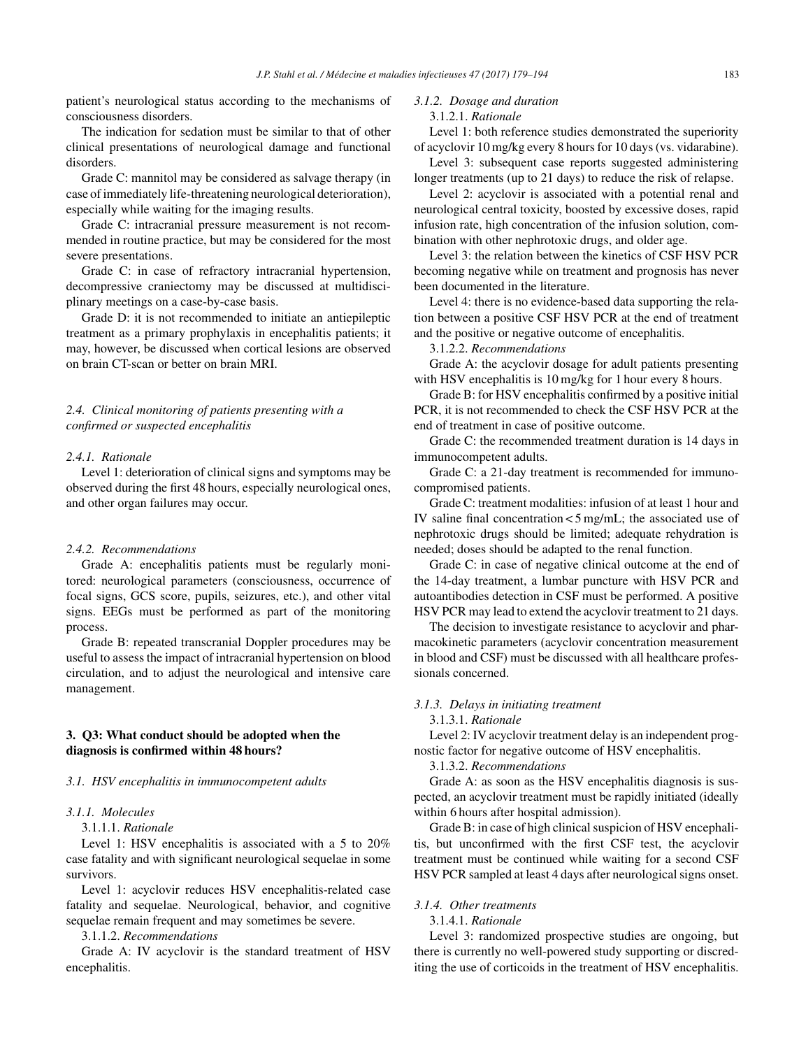patient's neurological status according to the mechanisms of consciousness disorders.

The indication for sedation must be similar to that of other clinical presentations of neurological damage and functional disorders.

Grade C: mannitol may be considered as salvage therapy (in case of immediately life-threatening neurological deterioration), especially while waiting for the imaging results.

Grade C: intracranial pressure measurement is not recommended in routine practice, but may be considered for the most severe presentations.

Grade C: in case of refractory intracranial hypertension, decompressive craniectomy may be discussed at multidisciplinary meetings on a case-by-case basis.

Grade D: it is not recommended to initiate an antiepileptic treatment as a primary prophylaxis in encephalitis patients; it may, however, be discussed when cortical lesions are observed on brain CT-scan or better on brain MRI.

### *2.4. Clinical monitoring of patients presenting with a confirmed or suspected encephalitis*

#### *2.4.1. Rationale*

Level 1: deterioration of clinical signs and symptoms may be observed during the first 48 hours, especially neurological ones, and other organ failures may occur.

#### *2.4.2. Recommendations*

Grade A: encephalitis patients must be regularly monitored: neurological parameters (consciousness, occurrence of focal signs, GCS score, pupils, seizures, etc.), and other vital signs. EEGs must be performed as part of the monitoring process.

Grade B: repeated transcranial Doppler procedures may be useful to assess the impact of intracranial hypertension on blood circulation, and to adjust the neurological and intensive care management.

## **3. Q3: What conduct should be adopted when the diagnosis is confirmed within 48 hours?**

### *3.1. HSV encephalitis in immunocompetent adults*

#### *3.1.1. Molecules*

3.1.1.1. *Rationale*

Level 1: HSV encephalitis is associated with a 5 to 20% case fatality and with significant neurological sequelae in some survivors.

Level 1: acyclovir reduces HSV encephalitis-related case fatality and sequelae. Neurological, behavior, and cognitive sequelae remain frequent and may sometimes be severe.

3.1.1.2. *Recommendations*

Grade A: IV acyclovir is the standard treatment of HSV encephalitis.

#### *3.1.2. Dosage and duration*

3.1.2.1. *Rationale*

Level 1: both reference studies demonstrated the superiority of acyclovir 10 mg/kg every 8 hours for 10 days (vs. vidarabine).

Level 3: subsequent case reports suggested administering longer treatments (up to 21 days) to reduce the risk of relapse.

Level 2: acyclovir is associated with a potential renal and neurological central toxicity, boosted by excessive doses, rapid infusion rate, high concentration of the infusion solution, combination with other nephrotoxic drugs, and older age.

Level 3: the relation between the kinetics of CSF HSV PCR becoming negative while on treatment and prognosis has never been documented in the literature.

Level 4: there is no evidence-based data supporting the relation between a positive CSF HSV PCR at the end of treatment and the positive or negative outcome of encephalitis.

3.1.2.2. *Recommendations*

Grade A: the acyclovir dosage for adult patients presenting with HSV encephalitis is 10 mg/kg for 1 hour every 8 hours.

Grade B: for HSV encephalitis confirmed by a positive initial PCR, it is not recommended to check the CSF HSV PCR at the end of treatment in case of positive outcome.

Grade C: the recommended treatment duration is 14 days in immunocompetent adults.

Grade C: a 21-day treatment is recommended for immunocompromised patients.

Grade C: treatment modalities: infusion of at least 1 hour and IV saline final concentration < 5 mg/mL; the associated use of nephrotoxic drugs should be limited; adequate rehydration is needed; doses should be adapted to the renal function.

Grade C: in case of negative clinical outcome at the end of the 14-day treatment, a lumbar puncture with HSV PCR and autoantibodies detection in CSF must be performed. A positive HSV PCR may lead to extend the acyclovir treatment to 21 days.

The decision to investigate resistance to acyclovir and pharmacokinetic parameters (acyclovir concentration measurement in blood and CSF) must be discussed with all healthcare professionals concerned.

#### *3.1.3. Delays in initiating treatment*

3.1.3.1. *Rationale*

Level 2: IV acyclovir treatment delay is an independent prognostic factor for negative outcome of HSV encephalitis.

3.1.3.2. *Recommendations*

Grade A: as soon as the HSV encephalitis diagnosis is suspected, an acyclovir treatment must be rapidly initiated (ideally within 6 hours after hospital admission).

Grade B: in case of high clinical suspicion of HSV encephalitis, but unconfirmed with the first CSF test, the acyclovir treatment must be continued while waiting for a second CSF HSV PCR sampled at least 4 days after neurological signs onset.

#### *3.1.4. Other treatments*

3.1.4.1. *Rationale*

Level 3: randomized prospective studies are ongoing, but there is currently no well-powered study supporting or discrediting the use of corticoids in the treatment of HSV encephalitis.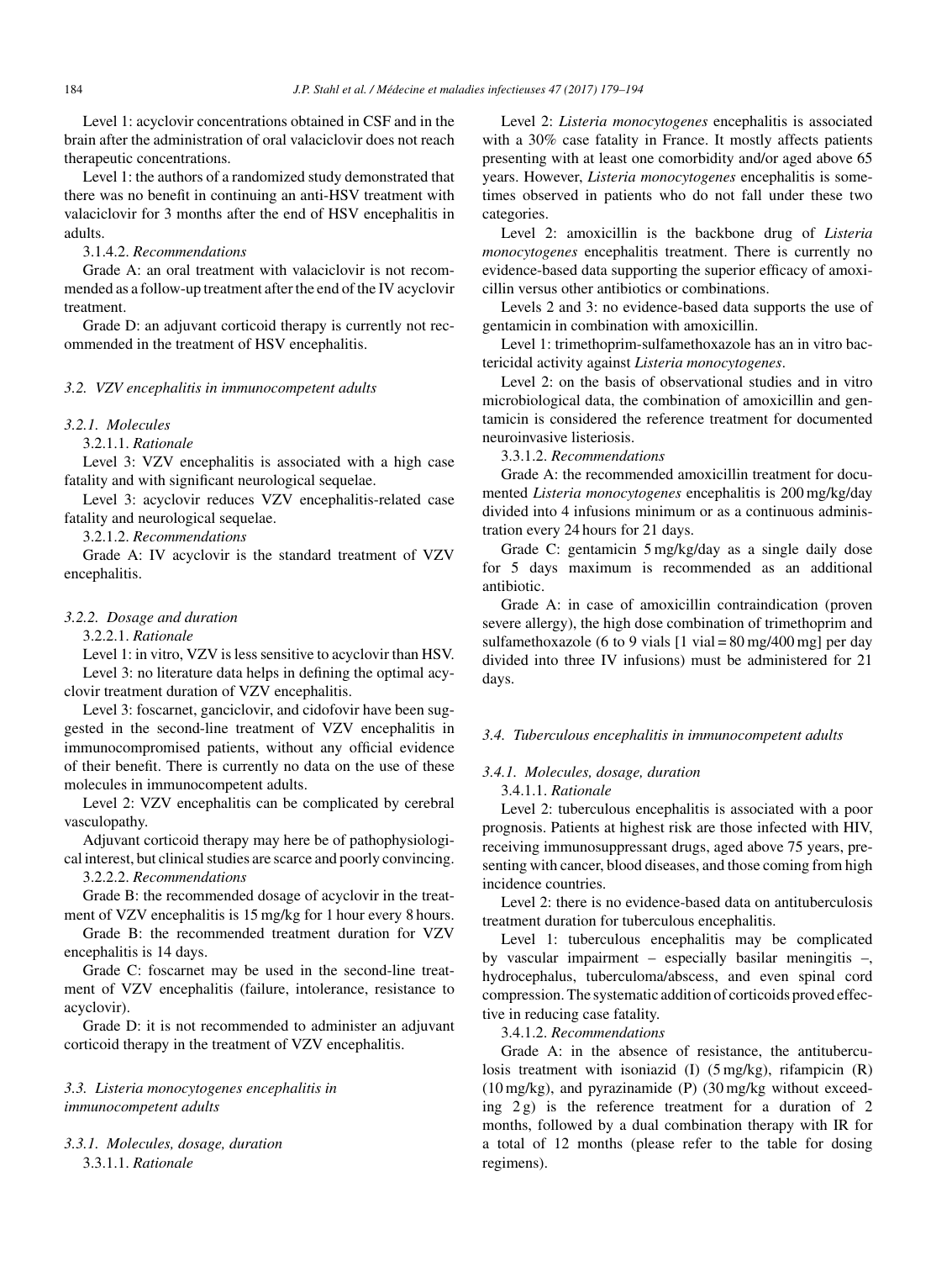Level 1: acyclovir concentrations obtained in CSF and in the brain after the administration of oral valaciclovir does not reach therapeutic concentrations.

Level 1: the authors of a randomized study demonstrated that there was no benefit in continuing an anti-HSV treatment with valaciclovir for 3 months after the end of HSV encephalitis in adults.

3.1.4.2. *Recommendations*

Grade A: an oral treatment with valaciclovir is not recommended as a follow-up treatment after the end of the IV acyclovir treatment.

Grade D: an adjuvant corticoid therapy is currently not recommended in the treatment of HSV encephalitis.

### *3.2. VZV encephalitis in immunocompetent adults*

#### *3.2.1. Molecules*

3.2.1.1. *Rationale*

Level 3: VZV encephalitis is associated with a high case fatality and with significant neurological sequelae.

Level 3: acyclovir reduces VZV encephalitis-related case fatality and neurological sequelae.

3.2.1.2. *Recommendations*

Grade A: IV acyclovir is the standard treatment of VZV encephalitis.

#### *3.2.2. Dosage and duration*

3.2.2.1. *Rationale*

Level 1: in vitro, VZV is less sensitive to acyclovir than HSV.

Level 3: no literature data helps in defining the optimal acyclovir treatment duration of VZV encephalitis.

Level 3: foscarnet, ganciclovir, and cidofovir have been suggested in the second-line treatment of VZV encephalitis in immunocompromised patients, without any official evidence of their benefit. There is currently no data on the use of these molecules in immunocompetent adults.

Level 2: VZV encephalitis can be complicated by cerebral vasculopathy.

Adjuvant corticoid therapy may here be of pathophysiological interest, but clinical studies are scarce and poorly convincing.

3.2.2.2. *Recommendations*

Grade B: the recommended dosage of acyclovir in the treatment of VZV encephalitis is 15 mg/kg for 1 hour every 8 hours.

Grade B: the recommended treatment duration for VZV encephalitis is 14 days.

Grade C: foscarnet may be used in the second-line treatment of VZV encephalitis (failure, intolerance, resistance to acyclovir).

Grade D: it is not recommended to administer an adjuvant corticoid therapy in the treatment of VZV encephalitis.

### *3.3. Listeria monocytogenes encephalitis in immunocompetent adults*

#### *3.3.1. Molecules, dosage, duration*

3.3.1.1. *Rationale*

Level 2: *Listeria monocytogenes* encephalitis is associated with a 30% case fatality in France. It mostly affects patients presenting with at least one comorbidity and/or aged above 65 years. However, *Listeria monocytogenes* encephalitis is sometimes observed in patients who do not fall under these two categories.

Level 2: amoxicillin is the backbone drug of *Listeria monocytogenes* encephalitis treatment. There is currently no evidence-based data supporting the superior efficacy of amoxicillin versus other antibiotics or combinations.

Levels 2 and 3: no evidence-based data supports the use of gentamicin in combination with amoxicillin.

Level 1: trimethoprim-sulfamethoxazole has an in vitro bactericidal activity against *Listeria monocytogenes*.

Level 2: on the basis of observational studies and in vitro microbiological data, the combination of amoxicillin and gentamicin is considered the reference treatment for documented neuroinvasive listeriosis.

3.3.1.2. *Recommendations*

Grade A: the recommended amoxicillin treatment for documented *Listeria monocytogenes* encephalitis is 200 mg/kg/day divided into 4 infusions minimum or as a continuous administration every 24 hours for 21 days.

Grade C: gentamicin 5 mg/kg/day as a single daily dose for 5 days maximum is recommended as an additional antibiotic.

Grade A: in case of amoxicillin contraindication (proven severe allergy), the high dose combination of trimethoprim and sulfamethoxazole (6 to 9 vials [1 vial = 80 mg/400 mg] per day divided into three IV infusions) must be administered for 21 days.

### *3.4. Tuberculous encephalitis in immunocompetent adults*

#### *3.4.1. Molecules, dosage, duration*

3.4.1.1. *Rationale*

Level 2: tuberculous encephalitis is associated with a poor prognosis. Patients at highest risk are those infected with HIV, receiving immunosuppressant drugs, aged above 75 years, presenting with cancer, blood diseases, and those coming from high incidence countries.

Level 2: there is no evidence-based data on antituberculosis treatment duration for tuberculous encephalitis.

Level 1: tuberculous encephalitis may be complicated by vascular impairment – especially basilar meningitis –, hydrocephalus, tuberculoma/abscess, and even spinal cord compression. The systematic addition of corticoids proved effective in reducing case fatality.

3.4.1.2. *Recommendations*

Grade A: in the absence of resistance, the antituberculosis treatment with isoniazid (I) (5 mg/kg), rifampicin (R) (10 mg/kg), and pyrazinamide (P) (30 mg/kg without exceeding 2 g) is the reference treatment for a duration of 2 months, followed by a dual combination therapy with IR for a total of 12 months (please refer to the table for dosing regimens).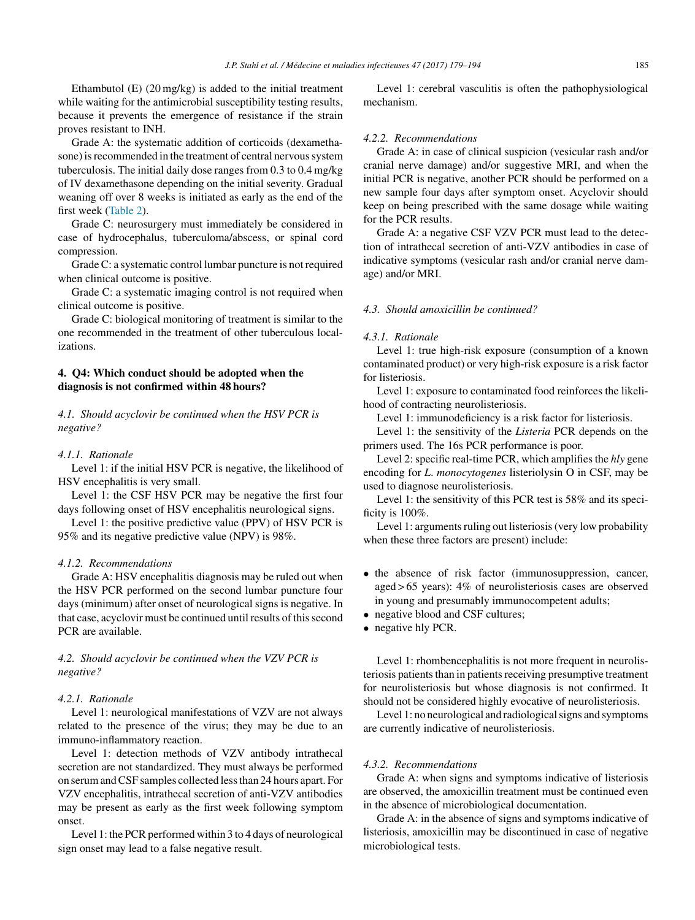Ethambutol (E) (20 mg/kg) is added to the initial treatment while waiting for the antimicrobial susceptibility testing results, because it prevents the emergence of resistance if the strain proves resistant to INH.

Grade A: the systematic addition of corticoids (dexamethasone) is recommended in the treatment of central nervous system tuberculosis. The initial daily dose ranges from 0.3 to 0.4 mg/kg of IV dexamethasone depending on the initial severity. Gradual weaning off over 8 weeks is initiated as early as the end of the first week (Table 2).

Grade C: neurosurgery must immediately be considered in case of hydrocephalus, tuberculoma/abscess, or spinal cord compression.

Grade C: a systematic control lumbar puncture is not required when clinical outcome is positive.

Grade C: a systematic imaging control is not required when clinical outcome is positive.

Grade C: biological monitoring of treatment is similar to the one recommended in the treatment of other tuberculous localizations.

## 4. Q4: Which conduct should be adopted when the diagnosis is not confirmed within 48 hours?

### *4.1. Should acyclovir be continued when the HSV PCR is negative?*

#### *4.1.1. Rationale*

Level 1: if the initial HSV PCR is negative, the likelihood of HSV encephalitis is very small.

Level 1: the CSF HSV PCR may be negative the first four days following onset of HSV encephalitis neurological signs.

Level 1: the positive predictive value (PPV) of HSV PCR is 95% and its negative predictive value (NPV) is 98%.

#### *4.1.2. Recommendations*

Grade A: HSV encephalitis diagnosis may be ruled out when the HSV PCR performed on the second lumbar puncture four days (minimum) after onset of neurological signs is negative. In that case, acyclovir must be continued until results of this second PCR are available.

### *4.2. Should acyclovir be continued when the VZV PCR is negative?*

#### *4.2.1. Rationale*

Level 1: neurological manifestations of VZV are not always related to the presence of the virus; they may be due to an immuno-inflammatory reaction.

Level 1: detection methods of VZV antibody intrathecal secretion are not standardized. They must always be performed on serum and CSF samples collected less than 24 hours apart. For VZV encephalitis, intrathecal secretion of anti-VZV antibodies may be present as early as the first week following symptom onset.

Level 1: the PCR performed within 3 to 4 days of neurological sign onset may lead to a false negative result.

Level 1: cerebral vasculitis is often the pathophysiological mechanism.

#### *4.2.2. Recommendations*

Grade A: in case of clinical suspicion (vesicular rash and/or cranial nerve damage) and/or suggestive MRI, and when the initial PCR is negative, another PCR should be performed on a new sample four days after symptom onset. Acyclovir should keep on being prescribed with the same dosage while waiting for the PCR results.

Grade A: a negative CSF VZV PCR must lead to the detection of intrathecal secretion of anti-VZV antibodies in case of indicative symptoms (vesicular rash and/or cranial nerve damage) and/or MRI.

### *4.3. Should amoxicillin be continued?*

#### *4.3.1. Rationale*

Level 1: true high-risk exposure (consumption of a known contaminated product) or very high-risk exposure is a risk factor for listeriosis.

Level 1: exposure to contaminated food reinforces the likelihood of contracting neurolisteriosis.

Level 1: immunodeficiency is a risk factor for listeriosis.

Level 1: the sensitivity of the *Listeria* PCR depends on the primers used. The 16s PCR performance is poor.

Level 2: specific real-time PCR, which amplifies the *hly* gene encoding for *L. monocytogenes* listeriolysin O in CSF, may be used to diagnose neurolisteriosis.

Level 1: the sensitivity of this PCR test is 58% and its specificity is 100%.

Level 1: arguments ruling out listeriosis (very low probability when these three factors are present) include:

- the absence of risk factor (immunosuppression, cancer, aged > 65 years): 4% of neurolisteriosis cases are observed in young and presumably immunocompetent adults;
- negative blood and CSF cultures;
- negative hly PCR.

Level 1: rhombencephalitis is not more frequent in neurolisteriosis patients than in patients receiving presumptive treatment for neurolisteriosis but whose diagnosis is not confirmed. It should not be considered highly evocative of neurolisteriosis.

Level 1: no neurological and radiological signs and symptoms are currently indicative of neurolisteriosis.

#### *4.3.2. Recommendations*

Grade A: when signs and symptoms indicative of listeriosis are observed, the amoxicillin treatment must be continued even in the absence of microbiological documentation.

Grade A: in the absence of signs and symptoms indicative of listeriosis, amoxicillin may be discontinued in case of negative microbiological tests.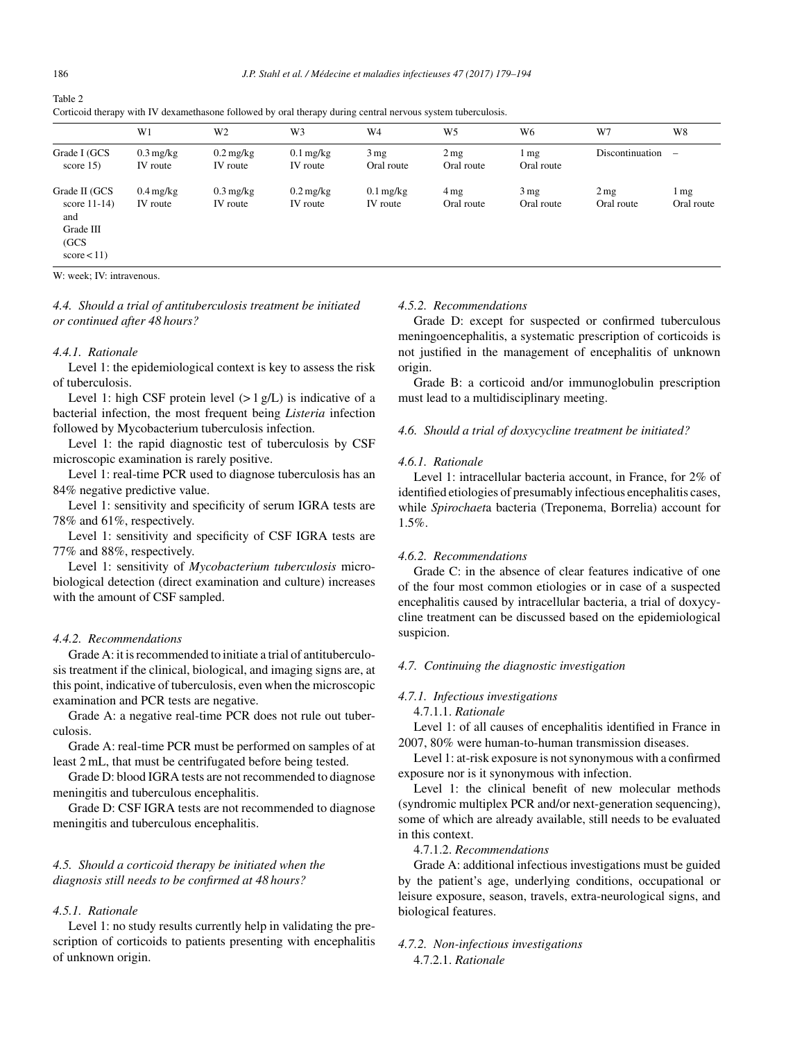Table 2
Corticoid therapy with IV dexamethasone followed by oral therapy during central nervous system tuberculosis.

| | W1 | W2 | W3 | W4 | W5 | W6 | W7 | W8 |
|---|---|---|---|---|---|---|---|---|
| Grade I (GCS score 15) | 0.3 mg/kg IV route | 0.2 mg/kg IV route | 0.1 mg/kg IV route | 3 mg Oral route | 2 mg Oral route | 1 mg Oral route | Discontinuation | – |
| Grade II (GCS score 11-14) and Grade III (GCS score < 11) | 0.4 mg/kg IV route | 0.3 mg/kg IV route | 0.2 mg/kg IV route | 0.1 mg/kg IV route | 4 mg Oral route | 3 mg Oral route | 2 mg Oral route | 1 mg Oral route |

W: week; IV: intravenous.

### *4.4. Should a trial of antituberculosis treatment be initiated or continued after 48 hours?*

#### *4.4.1. Rationale*

Level 1: the epidemiological context is key to assess the risk of tuberculosis.

Level 1: high CSF protein level (> 1 g/L) is indicative of a bacterial infection, the most frequent being *Listeria* infection followed by Mycobacterium tuberculosis infection.

Level 1: the rapid diagnostic test of tuberculosis by CSF microscopic examination is rarely positive.

Level 1: real-time PCR used to diagnose tuberculosis has an 84% negative predictive value.

Level 1: sensitivity and specificity of serum IGRA tests are 78% and 61%, respectively.

Level 1: sensitivity and specificity of CSF IGRA tests are 77% and 88%, respectively.

Level 1: sensitivity of *Mycobacterium tuberculosis* microbiological detection (direct examination and culture) increases with the amount of CSF sampled.

#### *4.4.2. Recommendations*

Grade A: it is recommended to initiate a trial of antituberculosis treatment if the clinical, biological, and imaging signs are, at this point, indicative of tuberculosis, even when the microscopic examination and PCR tests are negative.

Grade A: a negative real-time PCR does not rule out tuberculosis.

Grade A: real-time PCR must be performed on samples of at least 2 mL, that must be centrifugated before being tested.

Grade D: blood IGRA tests are not recommended to diagnose meningitis and tuberculous encephalitis.

Grade D: CSF IGRA tests are not recommended to diagnose meningitis and tuberculous encephalitis.

### *4.5. Should a corticoid therapy be initiated when the diagnosis still needs to be confirmed at 48 hours?*

#### *4.5.1. Rationale*

Level 1: no study results currently help in validating the prescription of corticoids to patients presenting with encephalitis of unknown origin.

#### *4.5.2. Recommendations*

Grade D: except for suspected or confirmed tuberculous meningoencephalitis, a systematic prescription of corticoids is not justified in the management of encephalitis of unknown origin.

Grade B: a corticoid and/or immunoglobulin prescription must lead to a multidisciplinary meeting.

### *4.6. Should a trial of doxycycline treatment be initiated?*

#### *4.6.1. Rationale*

Level 1: intracellular bacteria account, in France, for 2% of identified etiologies of presumably infectious encephalitis cases, while *Spirochaet*a bacteria (Treponema, Borrelia) account for 1.5%.

#### *4.6.2. Recommendations*

Grade C: in the absence of clear features indicative of one of the four most common etiologies or in case of a suspected encephalitis caused by intracellular bacteria, a trial of doxycycline treatment can be discussed based on the epidemiological suspicion.

### *4.7. Continuing the diagnostic investigation*

#### *4.7.1. Infectious investigations*

4.7.1.1. *Rationale*

Level 1: of all causes of encephalitis identified in France in 2007, 80% were human-to-human transmission diseases.

Level 1: at-risk exposure is not synonymous with a confirmed exposure nor is it synonymous with infection.

Level 1: the clinical benefit of new molecular methods (syndromic multiplex PCR and/or next-generation sequencing), some of which are already available, still needs to be evaluated in this context.

4.7.1.2. *Recommendations*

Grade A: additional infectious investigations must be guided by the patient's age, underlying conditions, occupational or leisure exposure, season, travels, extra-neurological signs, and biological features.

#### *4.7.2. Non-infectious investigations*

4.7.2.1. *Rationale*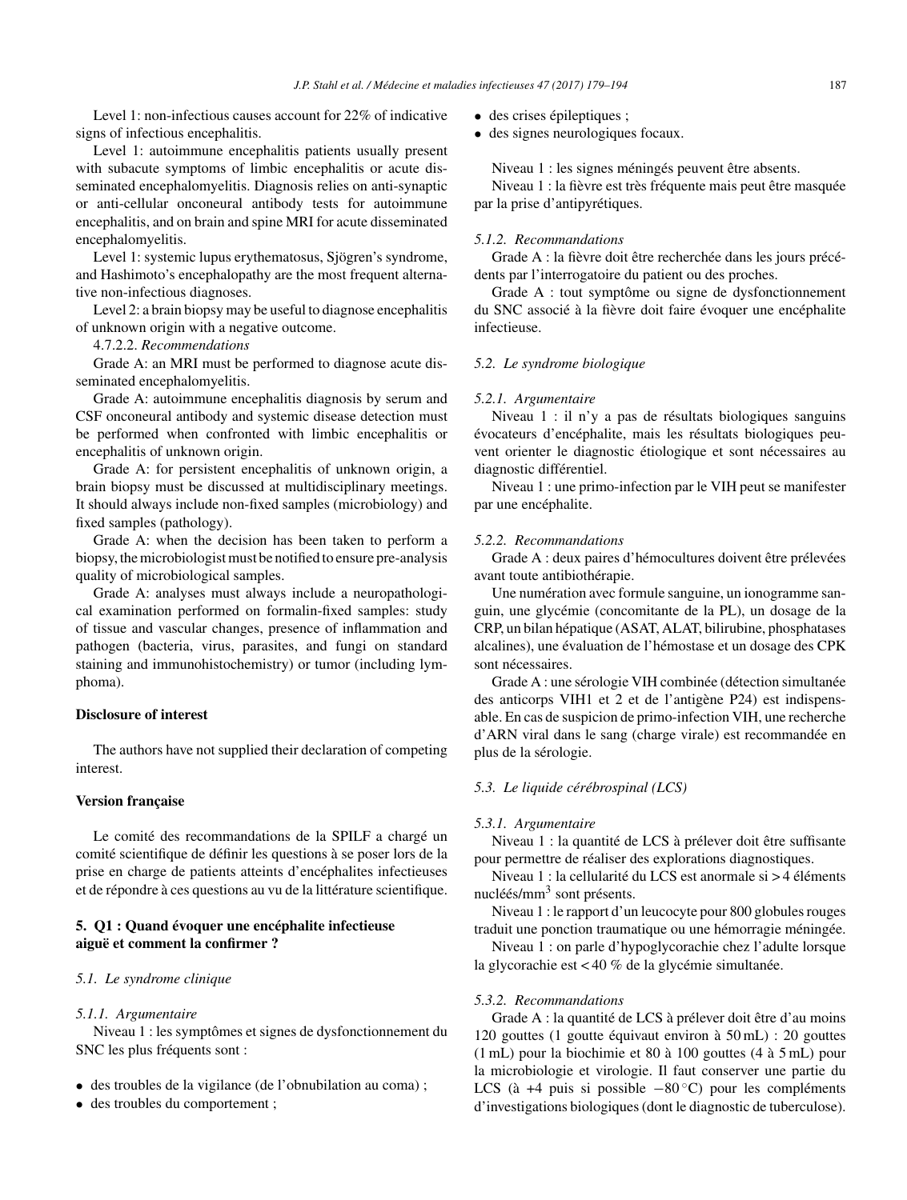Level 1: non-infectious causes account for 22% of indicative signs of infectious encephalitis.

Level 1: autoimmune encephalitis patients usually present with subacute symptoms of limbic encephalitis or acute disseminated encephalomyelitis. Diagnosis relies on anti-synaptic or anti-cellular onconeural antibody tests for autoimmune encephalitis, and on brain and spine MRI for acute disseminated encephalomyelitis.

Level 1: systemic lupus erythematosus, Sjögren's syndrome, and Hashimoto's encephalopathy are the most frequent alternative non-infectious diagnoses.

Level 2: a brain biopsy may be useful to diagnose encephalitis of unknown origin with a negative outcome.

4.7.2.2. *Recommendations*

Grade A: an MRI must be performed to diagnose acute disseminated encephalomyelitis.

Grade A: autoimmune encephalitis diagnosis by serum and CSF onconeural antibody and systemic disease detection must be performed when confronted with limbic encephalitis or encephalitis of unknown origin.

Grade A: for persistent encephalitis of unknown origin, a brain biopsy must be discussed at multidisciplinary meetings. It should always include non-fixed samples (microbiology) and fixed samples (pathology).

Grade A: when the decision has been taken to perform a biopsy, the microbiologist must be notified to ensure pre-analysis quality of microbiological samples.

Grade A: analyses must always include a neuropathological examination performed on formalin-fixed samples: study of tissue and vascular changes, presence of inflammation and pathogen (bacteria, virus, parasites, and fungi on standard staining and immunohistochemistry) or tumor (including lymphoma).

**Disclosure of interest**

The authors have not supplied their declaration of competing interest.

**Version française**

Le comité des recommandations de la SPILF a chargé un comité scientifique de définir les questions à se poser lors de la prise en charge de patients atteints d'encéphalites infectieuses et de répondre à ces questions au vu de la littérature scientifique.

## 5. Q1 : Quand évoquer une encéphalite infectieuse aiguë et comment la confirmer ?

### *5.1. Le syndrome clinique*

#### *5.1.1. Argumentaire*

Niveau 1 : les symptômes et signes de dysfonctionnement du SNC les plus fréquents sont :

- des troubles de la vigilance (de l'obnubilation au coma) ;
- des troubles du comportement ;
- des crises épileptiques ;
- des signes neurologiques focaux.

Niveau 1 : les signes méningés peuvent être absents.

Niveau 1 : la fièvre est très fréquente mais peut être masquée par la prise d'antipyrétiques.

#### *5.1.2. Recommandations*

Grade A : la fièvre doit être recherchée dans les jours précédents par l'interrogatoire du patient ou des proches.

Grade A : tout symptôme ou signe de dysfonctionnement du SNC associé à la fièvre doit faire évoquer une encéphalite infectieuse.

### *5.2. Le syndrome biologique*

#### *5.2.1. Argumentaire*

Niveau 1 : il n'y a pas de résultats biologiques sanguins évocateurs d'encéphalite, mais les résultats biologiques peuvent orienter le diagnostic étiologique et sont nécessaires au diagnostic différentiel.

Niveau 1 : une primo-infection par le VIH peut se manifester par une encéphalite.

#### *5.2.2. Recommandations*

Grade A : deux paires d'hémocultures doivent être prélevées avant toute antibiothérapie.

Une numération avec formule sanguine, un ionogramme sanguin, une glycémie (concomitante de la PL), un dosage de la CRP, un bilan hépatique (ASAT, ALAT, bilirubine, phosphatases alcalines), une évaluation de l'hémostase et un dosage des CPK sont nécessaires.

Grade A : une sérologie VIH combinée (détection simultanée des anticorps VIH1 et 2 et de l'antigène P24) est indispensable. En cas de suspicion de primo-infection VIH, une recherche d'ARN viral dans le sang (charge virale) est recommandée en plus de la sérologie.

### *5.3. Le liquide cérébrospinal (LCS)*

#### *5.3.1. Argumentaire*

Niveau 1 : la quantité de LCS à prélever doit être suffisante pour permettre de réaliser des explorations diagnostiques.

Niveau 1 : la cellularité du LCS est anormale si > 4 éléments nucléés/mm$^3$ sont présents.

Niveau 1 : le rapport d'un leucocyte pour 800 globules rouges traduit une ponction traumatique ou une hémorragie méningée.

Niveau 1 : on parle d'hypoglycorachie chez l'adulte lorsque la glycorachie est < 40 % de la glycémie simultanée.

#### *5.3.2. Recommandations*

Grade A : la quantité de LCS à prélever doit être d'au moins 120 gouttes (1 goutte équivaut environ à 50 mL) : 20 gouttes (1 mL) pour la biochimie et 80 à 100 gouttes (4 à 5 mL) pour la microbiologie et virologie. Il faut conserver une partie du LCS (à +4 puis si possible −80 °C) pour les compléments d'investigations biologiques (dont le diagnostic de tuberculose).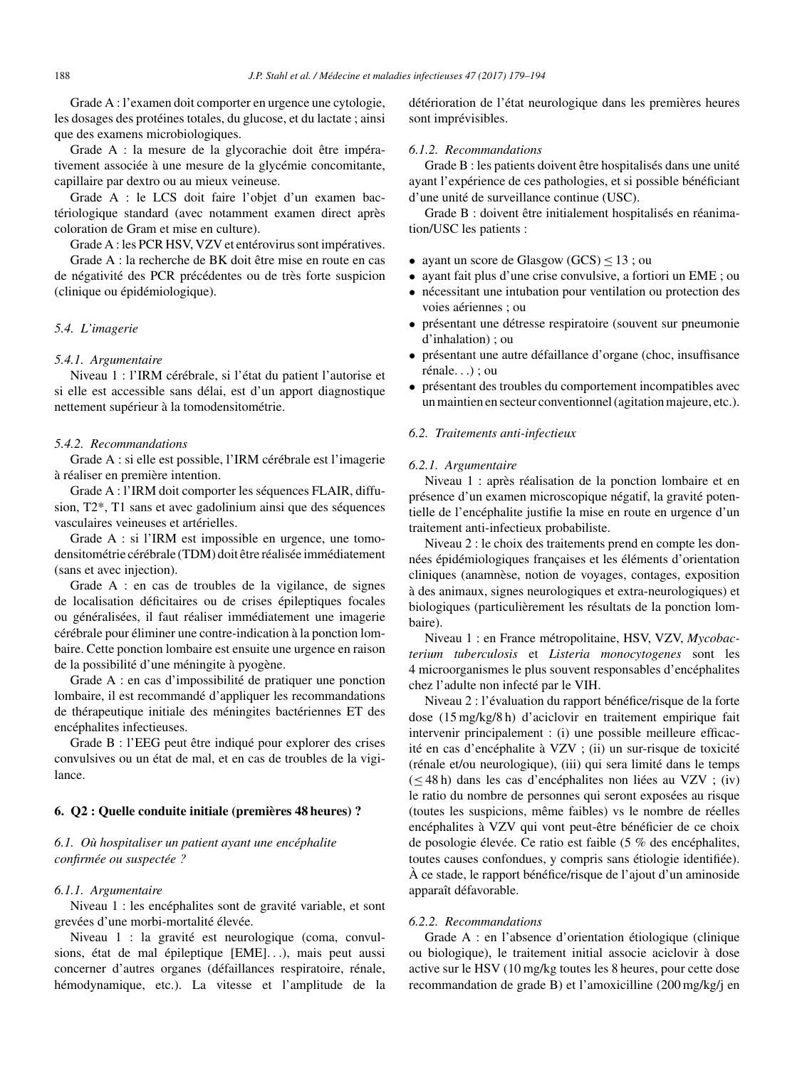Grade A : l'examen doit comporter en urgence une cytologie, les dosages des protéines totales, du glucose, et du lactate ; ainsi que des examens microbiologiques.

Grade A : la mesure de la glycorachie doit être impérativement associée à une mesure de la glycémie concomitante, capillaire par dextro ou au mieux veineuse.

Grade A : le LCS doit faire l'objet d'un examen bactériologique standard (avec notamment examen direct après coloration de Gram et mise en culture).

Grade A : les PCR HSV, VZV et entérovirus sont impératives.

Grade A : la recherche de BK doit être mise en route en cas de négativité des PCR précédentes ou de très forte suspicion (clinique ou épidémiologique).

### 5.4. L'imagerie

#### 5.4.1. Argumentaire

Niveau 1 : l'IRM cérébrale, si l'état du patient l'autorise et si elle est accessible sans délai, est d'un apport diagnostique nettement supérieur à la tomodensitométrie.

#### 5.4.2. Recommandations

Grade A : si elle est possible, l'IRM cérébrale est l'imagerie à réaliser en première intention.

Grade A : l'IRM doit comporter les séquences FLAIR, diffusion, T2*, T1 sans et avec gadolinium ainsi que des séquences vasculaires veineuses et artérielles.

Grade A : si l'IRM est impossible en urgence, une tomodensitométrie cérébrale (TDM) doit être réalisée immédiatement (sans et avec injection).

Grade A : en cas de troubles de la vigilance, de signes de localisation déficitaires ou de crises épileptiques focales ou généralisées, il faut réaliser immédiatement une imagerie cérébrale pour éliminer une contre-indication à la ponction lombaire. Cette ponction lombaire est ensuite une urgence en raison de la possibilité d'une méningite à pyogène.

Grade A : en cas d'impossibilité de pratiquer une ponction lombaire, il est recommandé d'appliquer les recommandations de thérapeutique initiale des méningites bactériennes ET des encéphalites infectieuses.

Grade B : l'EEG peut être indiqué pour explorer des crises convulsives ou un état de mal, et en cas de troubles de la vigilance.

## 6. Q2 : Quelle conduite initiale (premières 48 heures) ?

### 6.1. Où hospitaliser un patient ayant une encéphalite confirmée ou suspectée ?

#### 6.1.1. Argumentaire

Niveau 1 : les encéphalites sont de gravité variable, et sont grevées d'une morbi-mortalité élevée.

Niveau 1 : la gravité est neurologique (coma, convulsions, état de mal épileptique [EME]...), mais peut aussi concerner d'autres organes (défaillances respiratoire, rénale, hémodynamique, etc.). La vitesse et l'amplitude de la détérioration de l'état neurologique dans les premières heures sont imprévisibles.

#### 6.1.2. Recommandations

Grade B : les patients doivent être hospitalisés dans une unité ayant l'expérience de ces pathologies, et si possible bénéficiant d'une unité de surveillance continue (USC).

Grade B : doivent être initialement hospitalisés en réanimation/USC les patients :

- ayant un score de Glasgow (GCS) $\leq 13$ ; ou
- ayant fait plus d'une crise convulsive, a fortiori un EME ; ou
- nécessitant une intubation pour ventilation ou protection des voies aériennes ; ou
- présentant une détresse respiratoire (souvent sur pneumonie d'inhalation) ; ou
- présentant une autre défaillance d'organe (choc, insuffisance rénale...) ; ou
- présentant des troubles du comportement incompatibles avec un maintien en secteur conventionnel (agitation majeure, etc.).

### 6.2. Traitements anti-infectieux

#### 6.2.1. Argumentaire

Niveau 1 : après réalisation de la ponction lombaire et en présence d'un examen microscopique négatif, la gravité potentielle de l'encéphalite justifie la mise en route en urgence d'un traitement anti-infectieux probabiliste.

Niveau 2 : le choix des traitements prend en compte les données épidémiologiques françaises et les éléments d'orientation cliniques (anamnèse, notion de voyages, contages, exposition à des animaux, signes neurologiques et extra-neurologiques) et biologiques (particulièrement les résultats de la ponction lombaire).

Niveau 1 : en France métropolitaine, HSV, VZV, *Mycobacterium tuberculosis* et *Listeria monocytogenes* sont les 4 microorganismes le plus souvent responsables d'encéphalites chez l'adulte non infecté par le VIH.

Niveau 2 : l'évaluation du rapport bénéfice/risque de la forte dose (15 mg/kg/8 h) d'aciclovir en traitement empirique fait intervenir principalement : (i) une possible meilleure efficacité en cas d'encéphalite à VZV ; (ii) un sur-risque de toxicité (rénale et/ou neurologique), (iii) qui sera limité dans le temps ($\leq 48$ h) dans les cas d'encéphalites non liées au VZV ; (iv) le ratio du nombre de personnes qui seront exposées au risque (toutes les suspicions, même faibles) vs le nombre de réelles encéphalites à VZV qui vont peut-être bénéficier de ce choix de posologie élevée. Ce ratio est faible (5 % des encéphalites, toutes causes confondues, y compris sans étiologie identifiée). À ce stade, le rapport bénéfice/risque de l'ajout d'un aminoside apparaît défavorable.

#### 6.2.2. Recommandations

Grade A : en l'absence d'orientation étiologique (clinique ou biologique), le traitement initial associe aciclovir à dose active sur le HSV (10 mg/kg toutes les 8 heures, pour cette dose recommandation de grade B) et l'amoxicilline (200 mg/kg/j en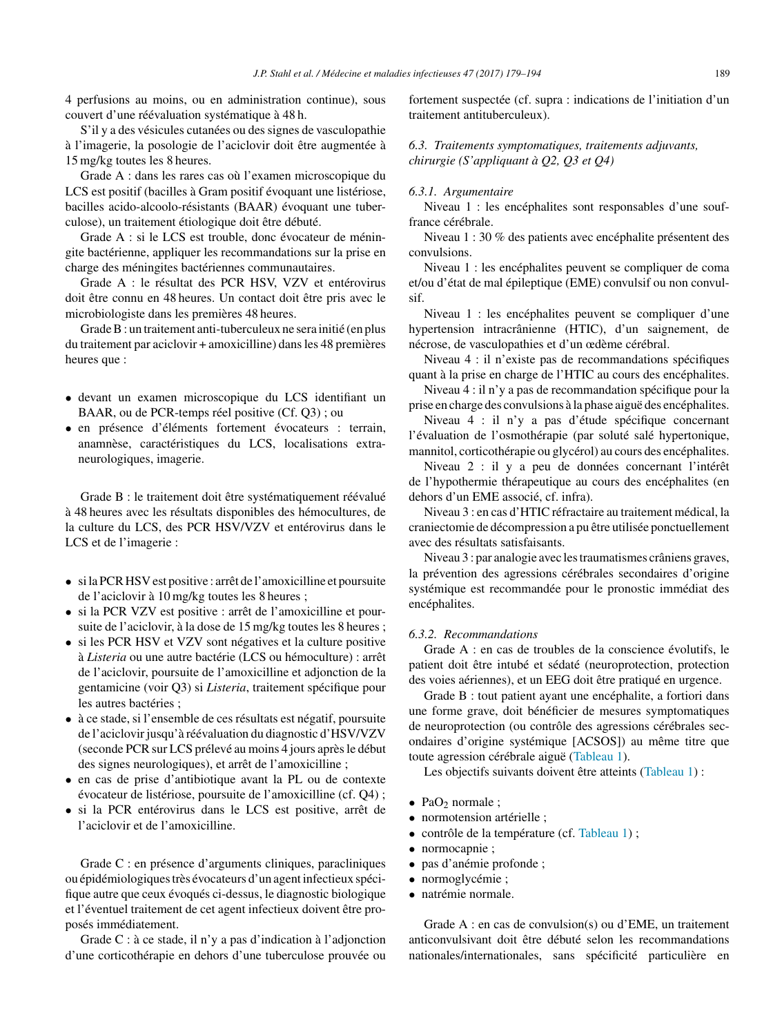4 perfusions au moins, ou en administration continue), sous couvert d'une réévaluation systématique à 48 h.

S'il y a des vésicules cutanées ou des signes de vasculopathie à l'imagerie, la posologie de l'aciclovir doit être augmentée à 15 mg/kg toutes les 8 heures.

Grade A : dans les rares cas où l'examen microscopique du LCS est positif (bacilles à Gram positif évoquant une listériose, bacilles acido-alcoolo-résistants (BAAR) évoquant une tuberculose), un traitement étiologique doit être débuté.

Grade A : si le LCS est trouble, donc évocateur de méningite bactérienne, appliquer les recommandations sur la prise en charge des méningites bactériennes communautaires.

Grade A : le résultat des PCR HSV, VZV et entérovirus doit être connu en 48 heures. Un contact doit être pris avec le microbiologiste dans les premières 48 heures.

Grade B : un traitement anti-tuberculeux ne sera initié (en plus du traitement par aciclovir + amoxicilline) dans les 48 premières heures que :

- devant un examen microscopique du LCS identifiant un BAAR, ou de PCR-temps réel positive (Cf. Q3) ; ou
- en présence d'éléments fortement évocateurs : terrain, anamnèse, caractéristiques du LCS, localisations extra-neurologiques, imagerie.

Grade B : le traitement doit être systématiquement réévalué à 48 heures avec les résultats disponibles des hémocultures, de la culture du LCS, des PCR HSV/VZV et entérovirus dans le LCS et de l'imagerie :

- si la PCR HSV est positive : arrêt de l'amoxicilline et poursuite de l'aciclovir à 10 mg/kg toutes les 8 heures ;
- si la PCR VZV est positive : arrêt de l'amoxicilline et poursuite de l'aciclovir, à la dose de 15 mg/kg toutes les 8 heures ;
- si les PCR HSV et VZV sont négatives et la culture positive à *Listeria* ou une autre bactérie (LCS ou hémoculture) : arrêt de l'aciclovir, poursuite de l'amoxicilline et adjonction de la gentamicine (voir Q3) si *Listeria*, traitement spécifique pour les autres bactéries ;
- à ce stade, si l'ensemble de ces résultats est négatif, poursuite de l'aciclovir jusqu'à réévaluation du diagnostic d'HSV/VZV (seconde PCR sur LCS prélevé au moins 4 jours après le début des signes neurologiques), et arrêt de l'amoxicilline ;
- en cas de prise d'antibiotique avant la PL ou de contexte évocateur de listériose, poursuite de l'amoxicilline (cf. Q4) ;
- si la PCR entérovirus dans le LCS est positive, arrêt de l'aciclovir et de l'amoxicilline.

Grade C : en présence d'arguments cliniques, paracliniques ou épidémiologiques très évocateurs d'un agent infectieux spécifique autre que ceux évoqués ci-dessus, le diagnostic biologique et l'éventuel traitement de cet agent infectieux doivent être proposés immédiatement.

Grade C : à ce stade, il n'y a pas d'indication à l'adjonction d'une corticothérapie en dehors d'une tuberculose prouvée ou fortement suspectée (cf. supra : indications de l'initiation d'un traitement antituberculeux).

### *6.3. Traitements symptomatiques, traitements adjuvants, chirurgie (S'appliquant à Q2, Q3 et Q4)*

#### *6.3.1. Argumentaire*

Niveau 1 : les encéphalites sont responsables d'une souffrance cérébrale.

Niveau 1 : 30 % des patients avec encéphalite présentent des convulsions.

Niveau 1 : les encéphalites peuvent se compliquer de coma et/ou d'état de mal épileptique (EME) convulsif ou non convulsif.

Niveau 1 : les encéphalites peuvent se compliquer d'une hypertension intracrânienne (HTIC), d'un saignement, de nécrose, de vasculopathies et d'un œdème cérébral.

Niveau 4 : il n'existe pas de recommandations spécifiques quant à la prise en charge de l'HTIC au cours des encéphalites.

Niveau 4 : il n'y a pas de recommandation spécifique pour la prise en charge des convulsions à la phase aiguë des encéphalites.

Niveau 4 : il n'y a pas d'étude spécifique concernant l'évaluation de l'osmothérapie (par soluté salé hypertonique, mannitol, corticothérapie ou glycérol) au cours des encéphalites.

Niveau 2 : il y a peu de données concernant l'intérêt de l'hypothermie thérapeutique au cours des encéphalites (en dehors d'un EME associé, cf. infra).

Niveau 3 : en cas d'HTIC réfractaire au traitement médical, la craniectomie de décompression a pu être utilisée ponctuellement avec des résultats satisfaisants.

Niveau 3 : par analogie avec les traumatismes crâniens graves, la prévention des agressions cérébrales secondaires d'origine systémique est recommandée pour le pronostic immédiat des encéphalites.

#### *6.3.2. Recommandations*

Grade A : en cas de troubles de la conscience évolutifs, le patient doit être intubé et sédaté (neuroprotection, protection des voies aériennes), et un EEG doit être pratiqué en urgence.

Grade B : tout patient ayant une encéphalite, a fortiori dans une forme grave, doit bénéficier de mesures symptomatiques de neuroprotection (ou contrôle des agressions cérébrales secondaires d'origine systémique [ACSOS]) au même titre que toute agression cérébrale aiguë (Tableau 1).

Les objectifs suivants doivent être atteints (Tableau 1) :

- $PaO_2$ normale ;
- normotension artérielle ;
- contrôle de la température (cf. Tableau 1) ;
- normocapnie ;
- pas d'anémie profonde ;
- normoglycémie ;
- natrémie normale.

Grade A : en cas de convulsion(s) ou d'EME, un traitement anticonvulsivant doit être débuté selon les recommandations nationales/internationales, sans spécificité particulière en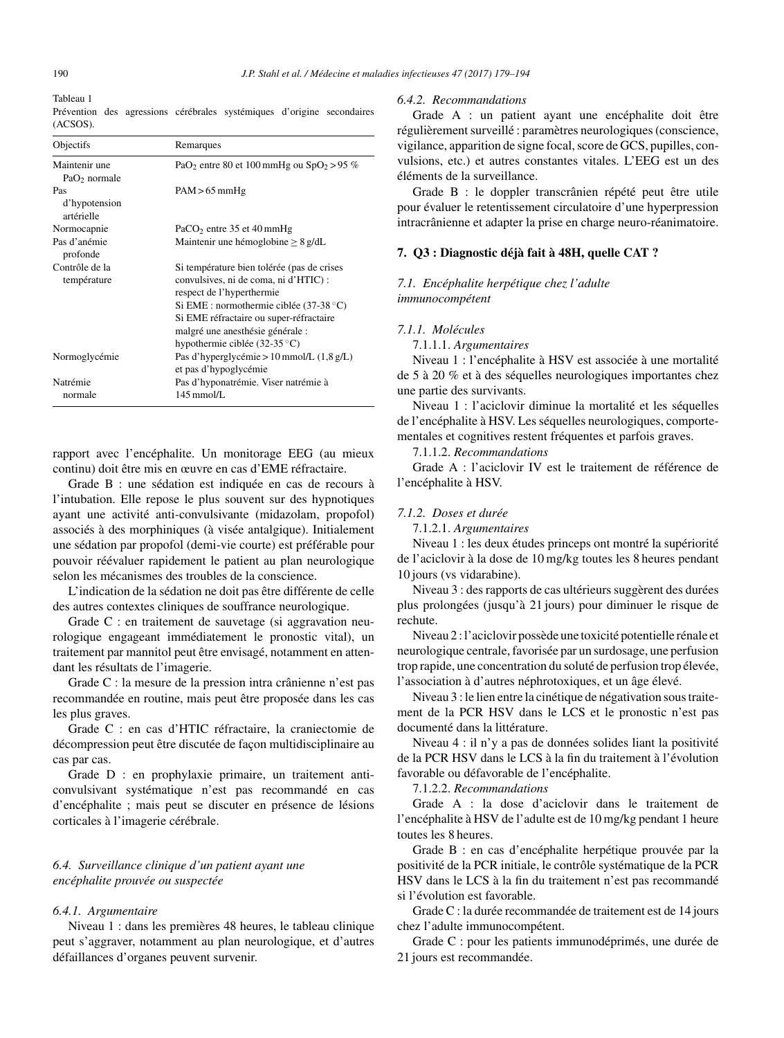Tableau 1
Prévention des agressions cérébrales systémiques d'origine secondaires (ACSOS).

| Objectifs | Remarques |
|---|---|
| Maintenir une $PaO_2$ normale | $PaO_2$ entre 80 et 100 mmHg ou $SpO_2 > 95$ % |
| Pas d'hypotension artérielle | PAM > 65 mmHg |
| Normocapnie | $PaCO_2$ entre 35 et 40 mmHg |
| Pas d'anémie profonde | Maintenir une hémoglobine ≥ 8 g/dL |
| Contrôle de la température | Si température bien tolérée (pas de crises convulsives, ni de coma, ni d'HTIC) : respect de l'hyperthermie<br>Si EME : normothermie ciblée (37-38 °C)<br>Si EME réfractaire ou super-réfractaire malgré une anesthésie générale : hypothermie ciblée (32-35 °C) |
| Normoglycémie | Pas d'hyperglycémie > 10 mmol/L (1,8 g/L) et pas d'hypoglycémie |
| Natrémie normale | Pas d'hyponatrémie. Viser natrémie à 145 mmol/L |

rapport avec l'encéphalite. Un monitorage EEG (au mieux continu) doit être mis en œuvre en cas d'EME réfractaire.

Grade B : une sédation est indiquée en cas de recours à l'intubation. Elle repose le plus souvent sur des hypnotiques ayant une activité anti-convulsivante (midazolam, propofol) associés à des morphiniques (à visée antalgique). Initialement une sédation par propofol (demi-vie courte) est préférable pour pouvoir réévaluer rapidement le patient au plan neurologique selon les mécanismes des troubles de la conscience.

L'indication de la sédation ne doit pas être différente de celle des autres contextes cliniques de souffrance neurologique.

Grade C : en traitement de sauvetage (si aggravation neurologique engageant immédiatement le pronostic vital), un traitement par mannitol peut être envisagé, notamment en attendant les résultats de l'imagerie.

Grade C : la mesure de la pression intra crânienne n'est pas recommandée en routine, mais peut être proposée dans les cas les plus graves.

Grade C : en cas d'HTIC réfractaire, la craniectomie de décompression peut être discutée de façon multidisciplinaire au cas par cas.

Grade D : en prophylaxie primaire, un traitement anti-convulsivant systématique n'est pas recommandé en cas d'encéphalite ; mais peut se discuter en présence de lésions corticales à l'imagerie cérébrale.

### *6.4. Surveillance clinique d'un patient ayant une encéphalite prouvée ou suspectée*

#### *6.4.1. Argumentaire*

Niveau 1 : dans les premières 48 heures, le tableau clinique peut s'aggraver, notamment au plan neurologique, et d'autres défaillances d'organes peuvent survenir.

#### *6.4.2. Recommandations*

Grade A : un patient ayant une encéphalite doit être régulièrement surveillé : paramètres neurologiques (conscience, vigilance, apparition de signe focal, score de GCS, pupilles, convulsions, etc.) et autres constantes vitales. L'EEG est un des éléments de la surveillance.

Grade B : le doppler transcrânien répété peut être utile pour évaluer le retentissement circulatoire d'une hyperpression intracrânienne et adapter la prise en charge neuro-réanimatoire.

## 7. Q3 : Diagnostic déjà fait à 48H, quelle CAT ?

### *7.1. Encéphalite herpétique chez l'adulte immunocompétent*

#### *7.1.1. Molécules*

7.1.1.1. *Argumentaires*

Niveau 1 : l'encéphalite à HSV est associée à une mortalité de 5 à 20 % et à des séquelles neurologiques importantes chez une partie des survivants.

Niveau 1 : l'aciclovir diminue la mortalité et les séquelles de l'encéphalite à HSV. Les séquelles neurologiques, comportementales et cognitives restent fréquentes et parfois graves.

7.1.1.2. *Recommandations*

Grade A : l'aciclovir IV est le traitement de référence de l'encéphalite à HSV.

#### *7.1.2. Doses et durée*

7.1.2.1. *Argumentaires*

Niveau 1 : les deux études princeps ont montré la supériorité de l'aciclovir à la dose de 10 mg/kg toutes les 8 heures pendant 10 jours (vs vidarabine).

Niveau 3 : des rapports de cas ultérieurs suggèrent des durées plus prolongées (jusqu'à 21 jours) pour diminuer le risque de rechute.

Niveau 2 : l'aciclovir possède une toxicité potentielle rénale et neurologique centrale, favorisée par un surdosage, une perfusion trop rapide, une concentration du soluté de perfusion trop élevée, l'association à d'autres néphrotoxiques, et un âge élevé.

Niveau 3 : le lien entre la cinétique de négativation sous traitement de la PCR HSV dans le LCS et le pronostic n'est pas documenté dans la littérature.

Niveau 4 : il n'y a pas de données solides liant la positivité de la PCR HSV dans le LCS à la fin du traitement à l'évolution favorable ou défavorable de l'encéphalite.

7.1.2.2. *Recommandations*

Grade A : la dose d'aciclovir dans le traitement de l'encéphalite à HSV de l'adulte est de 10 mg/kg pendant 1 heure toutes les 8 heures.

Grade B : en cas d'encéphalite herpétique prouvée par la positivité de la PCR initiale, le contrôle systématique de la PCR HSV dans le LCS à la fin du traitement n'est pas recommandé si l'évolution est favorable.

Grade C : la durée recommandée de traitement est de 14 jours chez l'adulte immunocompétent.

Grade C : pour les patients immunodéprimés, une durée de 21 jours est recommandée.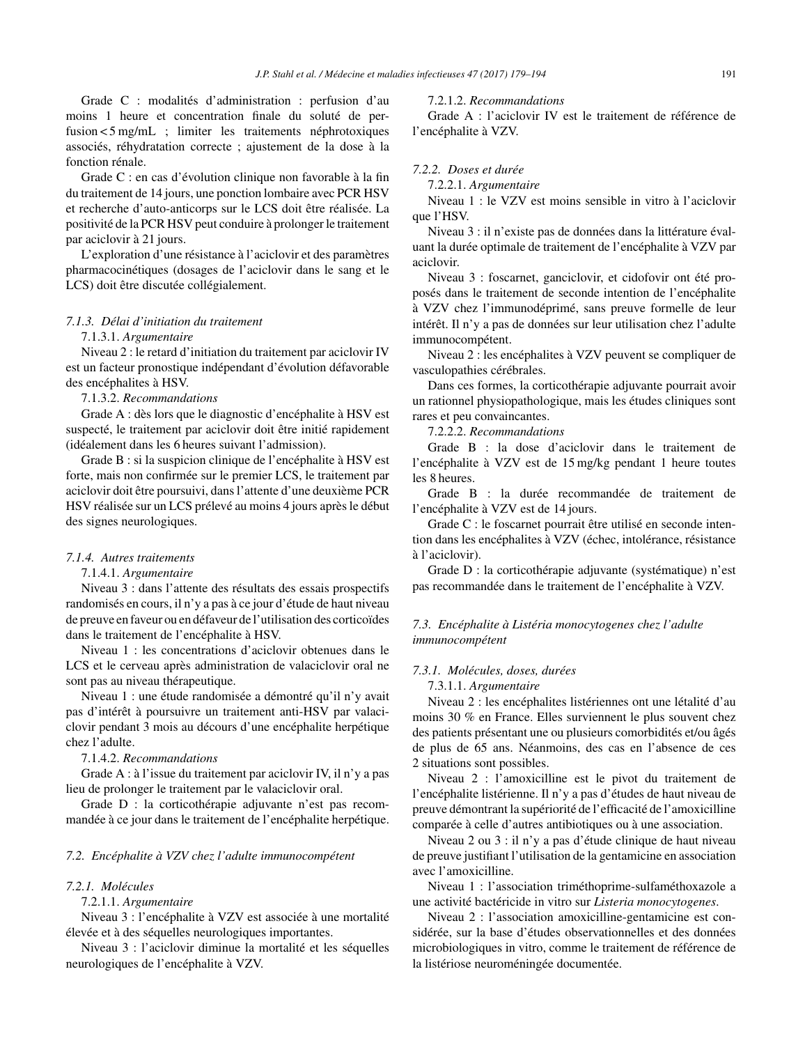Grade C : modalités d'administration : perfusion d'au moins 1 heure et concentration finale du soluté de perfusion < 5 mg/mL ; limiter les traitements néphrotoxiques associés, réhydratation correcte ; ajustement de la dose à la fonction rénale.

Grade C : en cas d'évolution clinique non favorable à la fin du traitement de 14 jours, une ponction lombaire avec PCR HSV et recherche d'auto-anticorps sur le LCS doit être réalisée. La positivité de la PCR HSV peut conduire à prolonger le traitement par aciclovir à 21 jours.

L'exploration d'une résistance à l'aciclovir et des paramètres pharmacocinétiques (dosages de l'aciclovir dans le sang et le LCS) doit être discutée collégialement.

### *7.1.3. Délai d'initiation du traitement*

7.1.3.1. *Argumentaire*

Niveau 2 : le retard d'initiation du traitement par aciclovir IV est un facteur pronostique indépendant d'évolution défavorable des encéphalites à HSV.

7.1.3.2. *Recommandations*

Grade A : dès lors que le diagnostic d'encéphalite à HSV est suspecté, le traitement par aciclovir doit être initié rapidement (idéalement dans les 6 heures suivant l'admission).

Grade B : si la suspicion clinique de l'encéphalite à HSV est forte, mais non confirmée sur le premier LCS, le traitement par aciclovir doit être poursuivi, dans l'attente d'une deuxième PCR HSV réalisée sur un LCS prélevé au moins 4 jours après le début des signes neurologiques.

### *7.1.4. Autres traitements*

7.1.4.1. *Argumentaire*

Niveau 3 : dans l'attente des résultats des essais prospectifs randomisés en cours, il n'y a pas à ce jour d'étude de haut niveau de preuve en faveur ou en défaveur de l'utilisation des corticoïdes dans le traitement de l'encéphalite à HSV.

Niveau 1 : les concentrations d'aciclovir obtenues dans le LCS et le cerveau après administration de valaciclovir oral ne sont pas au niveau thérapeutique.

Niveau 1 : une étude randomisée a démontré qu'il n'y avait pas d'intérêt à poursuivre un traitement anti-HSV par valaciclovir pendant 3 mois au décours d'une encéphalite herpétique chez l'adulte.

7.1.4.2. *Recommandations*

Grade A : à l'issue du traitement par aciclovir IV, il n'y a pas lieu de prolonger le traitement par le valaciclovir oral.

Grade D : la corticothérapie adjuvante n'est pas recommandée à ce jour dans le traitement de l'encéphalite herpétique.

## *7.2. Encéphalite à VZV chez l'adulte immunocompétent*

### *7.2.1. Molécules*

7.2.1.1. *Argumentaire*

Niveau 3 : l'encéphalite à VZV est associée à une mortalité élevée et à des séquelles neurologiques importantes.

Niveau 3 : l'aciclovir diminue la mortalité et les séquelles neurologiques de l'encéphalite à VZV.

7.2.1.2. *Recommandations*

Grade A : l'aciclovir IV est le traitement de référence de l'encéphalite à VZV.

### *7.2.2. Doses et durée*

7.2.2.1. *Argumentaire*

Niveau 1 : le VZV est moins sensible in vitro à l'aciclovir que l'HSV.

Niveau 3 : il n'existe pas de données dans la littérature évaluant la durée optimale de traitement de l'encéphalite à VZV par aciclovir.

Niveau 3 : foscarnet, ganciclovir, et cidofovir ont été proposés dans le traitement de seconde intention de l'encéphalite à VZV chez l'immunodéprimé, sans preuve formelle de leur intérêt. Il n'y a pas de données sur leur utilisation chez l'adulte immunocompétent.

Niveau 2 : les encéphalites à VZV peuvent se compliquer de vasculopathies cérébrales.

Dans ces formes, la corticothérapie adjuvante pourrait avoir un rationnel physiopathologique, mais les études cliniques sont rares et peu convaincantes.

7.2.2.2. *Recommandations*

Grade B : la dose d'aciclovir dans le traitement de l'encéphalite à VZV est de 15 mg/kg pendant 1 heure toutes les 8 heures.

Grade B : la durée recommandée de traitement de l'encéphalite à VZV est de 14 jours.

Grade C : le foscarnet pourrait être utilisé en seconde intention dans les encéphalites à VZV (échec, intolérance, résistance à l'aciclovir).

Grade D : la corticothérapie adjuvante (systématique) n'est pas recommandée dans le traitement de l'encéphalite à VZV.

## *7.3. Encéphalite à Listéria monocytogenes chez l'adulte immunocompétent*

### *7.3.1. Molécules, doses, durées*

7.3.1.1. *Argumentaire*

Niveau 2 : les encéphalites listériennes ont une létalité d'au moins 30 % en France. Elles surviennent le plus souvent chez des patients présentant une ou plusieurs comorbidités et/ou âgés de plus de 65 ans. Néanmoins, des cas en l'absence de ces 2 situations sont possibles.

Niveau 2 : l'amoxicilline est le pivot du traitement de l'encéphalite listérienne. Il n'y a pas d'études de haut niveau de preuve démontrant la supériorité de l'efficacité de l'amoxicilline comparée à celle d'autres antibiotiques ou à une association.

Niveau 2 ou 3 : il n'y a pas d'étude clinique de haut niveau de preuve justifiant l'utilisation de la gentamicine en association avec l'amoxicilline.

Niveau 1 : l'association triméthoprime-sulfaméthoxazole a une activité bactéricide in vitro sur *Listeria monocytogenes*.

Niveau 2 : l'association amoxicilline-gentamicine est considérée, sur la base d'études observationnelles et des données microbiologiques in vitro, comme le traitement de référence de la listériose neuroméningée documentée.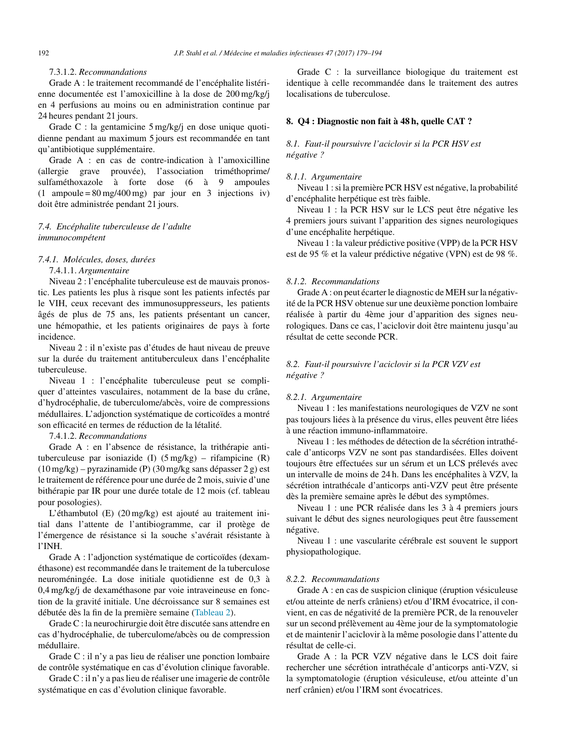7.3.1.2. *Recommandations*

Grade A : le traitement recommandé de l'encéphalite listérienne documentée est l'amoxicilline à la dose de 200 mg/kg/j en 4 perfusions au moins ou en administration continue par 24 heures pendant 21 jours.

Grade C : la gentamicine 5 mg/kg/j en dose unique quotidienne pendant au maximum 5 jours est recommandée en tant qu'antibiotique supplémentaire.

Grade A : en cas de contre-indication à l'amoxicilline (allergie grave prouvée), l'association triméthoprime/sulfaméthoxazole à forte dose (6 à 9 ampoules (1 ampoule = 80 mg/400 mg) par jour en 3 injections iv) doit être administrée pendant 21 jours.

### *7.4. Encéphalite tuberculeuse de l'adulte immunocompétent*

#### *7.4.1. Molécules, doses, durées*

7.4.1.1. *Argumentaire*

Niveau 2 : l'encéphalite tuberculeuse est de mauvais pronostic. Les patients les plus à risque sont les patients infectés par le VIH, ceux recevant des immunosuppresseurs, les patients âgés de plus de 75 ans, les patients présentant un cancer, une hémopathie, et les patients originaires de pays à forte incidence.

Niveau 2 : il n'existe pas d'études de haut niveau de preuve sur la durée du traitement antituberculeux dans l'encéphalite tuberculeuse.

Niveau 1 : l'encéphalite tuberculeuse peut se compliquer d'atteintes vasculaires, notamment de la base du crâne, d'hydrocéphalie, de tuberculome/abcès, voire de compressions médullaires. L'adjonction systématique de corticoïdes a montré son efficacité en termes de réduction de la létalité.

7.4.1.2. *Recommandations*

Grade A : en l'absence de résistance, la trithérapie antituberculeuse par isoniazide (I) (5 mg/kg) – rifampicine (R) (10 mg/kg) – pyrazinamide (P) (30 mg/kg sans dépasser 2 g) est le traitement de référence pour une durée de 2 mois, suivie d'une bithérapie par IR pour une durée totale de 12 mois (cf. tableau pour posologies).

L'éthambutol (E) (20 mg/kg) est ajouté au traitement initial dans l'attente de l'antibiogramme, car il protège de l'émergence de résistance si la souche s'avérait résistante à l'INH.

Grade A : l'adjonction systématique de corticoïdes (dexaméthasone) est recommandée dans le traitement de la tuberculose neuroméningée. La dose initiale quotidienne est de 0,3 à 0,4 mg/kg/j de dexaméthasone par voie intraveineuse en fonction de la gravité initiale. Une décroissance sur 8 semaines est débutée dès la fin de la première semaine (Tableau 2).

Grade C : la neurochirurgie doit être discutée sans attendre en cas d'hydrocéphalie, de tuberculome/abcès ou de compression médullaire.

Grade C : il n'y a pas lieu de réaliser une ponction lombaire de contrôle systématique en cas d'évolution clinique favorable.

Grade C : il n'y a pas lieu de réaliser une imagerie de contrôle systématique en cas d'évolution clinique favorable.

Grade C : la surveillance biologique du traitement est identique à celle recommandée dans le traitement des autres localisations de tuberculose.

## 8. Q4 : Diagnostic non fait à 48 h, quelle CAT ?

### *8.1. Faut-il poursuivre l'aciclovir si la PCR HSV est négative ?*

#### *8.1.1. Argumentaire*

Niveau 1 : si la première PCR HSV est négative, la probabilité d'encéphalite herpétique est très faible.

Niveau 1 : la PCR HSV sur le LCS peut être négative les 4 premiers jours suivant l'apparition des signes neurologiques d'une encéphalite herpétique.

Niveau 1 : la valeur prédictive positive (VPP) de la PCR HSV est de 95 % et la valeur prédictive négative (VPN) est de 98 %.

#### *8.1.2. Recommandations*

Grade A : on peut écarter le diagnostic de MEH sur la négativité de la PCR HSV obtenue sur une deuxième ponction lombaire réalisée à partir du 4ème jour d'apparition des signes neurologiques. Dans ce cas, l'aciclovir doit être maintenu jusqu'au résultat de cette seconde PCR.

### *8.2. Faut-il poursuivre l'aciclovir si la PCR VZV est négative ?*

#### *8.2.1. Argumentaire*

Niveau 1 : les manifestations neurologiques de VZV ne sont pas toujours liées à la présence du virus, elles peuvent être liées à une réaction immuno-inflammatoire.

Niveau 1 : les méthodes de détection de la sécrétion intrathécale d'anticorps VZV ne sont pas standardisées. Elles doivent toujours être effectuées sur un sérum et un LCS prélevés avec un intervalle de moins de 24 h. Dans les encéphalites à VZV, la sécrétion intrathécale d'anticorps anti-VZV peut être présente dès la première semaine après le début des symptômes.

Niveau 1 : une PCR réalisée dans les 3 à 4 premiers jours suivant le début des signes neurologiques peut être faussement négative.

Niveau 1 : une vascularite cérébrale est souvent le support physiopathologique.

#### *8.2.2. Recommandations*

Grade A : en cas de suspicion clinique (éruption vésiculeuse et/ou atteinte de nerfs crâniens) et/ou d'IRM évocatrice, il convient, en cas de négativité de la première PCR, de la renouveler sur un second prélèvement au 4ème jour de la symptomatologie et de maintenir l'aciclovir à la même posologie dans l'attente du résultat de celle-ci.

Grade A : la PCR VZV négative dans le LCS doit faire rechercher une sécrétion intrathécale d'anticorps anti-VZV, si la symptomatologie (éruption vésiculeuse, et/ou atteinte d'un nerf crânien) et/ou l'IRM sont évocatrices.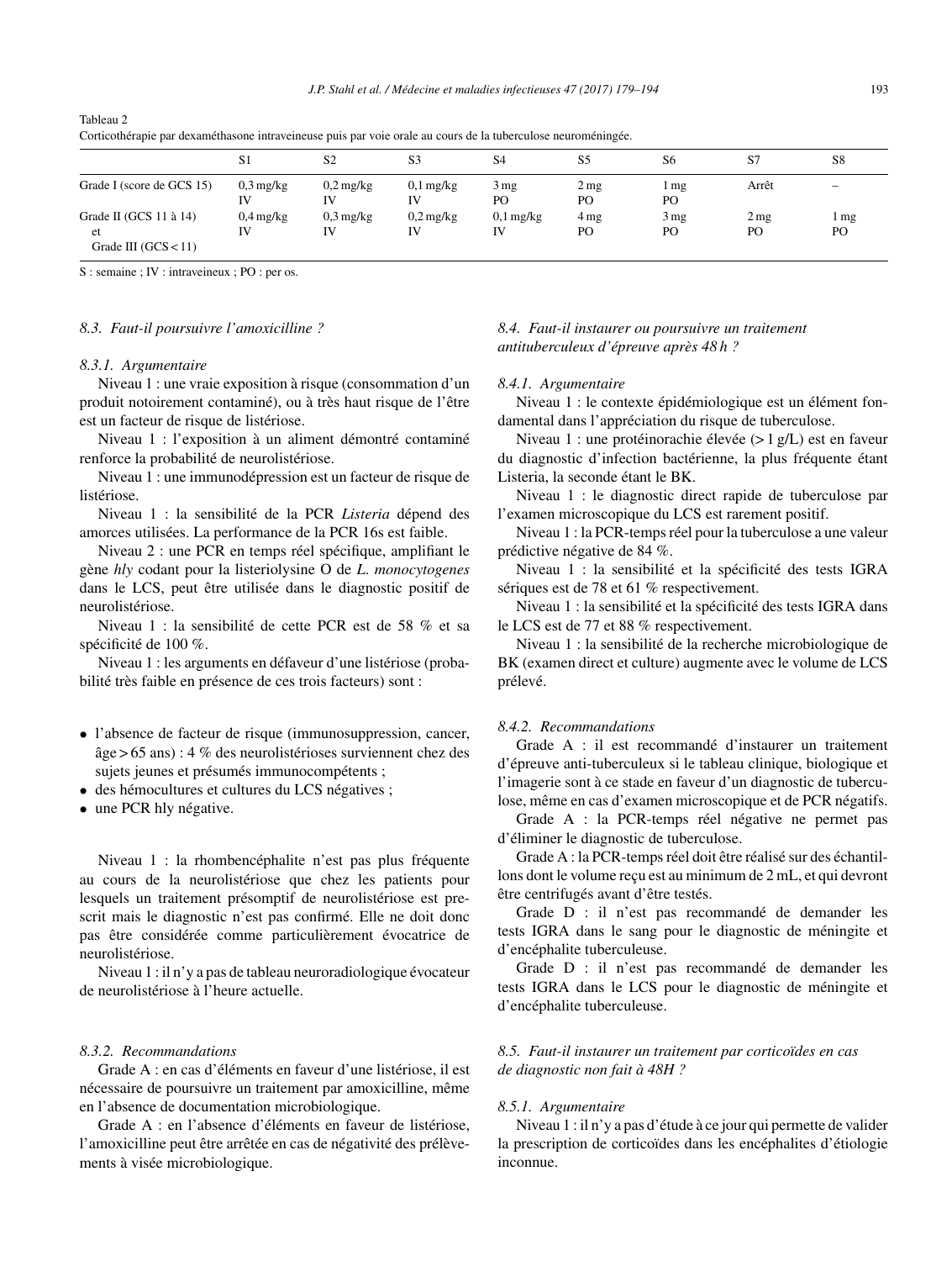Tableau 2
Corticothérapie par dexaméthasone intraveineuse puis par voie orale au cours de la tuberculose neuroméningée.

| | S1 | S2 | S3 | S4 | S5 | S6 | S7 | S8 |
|---|---|---|---|---|---|---|---|---|
| Grade I (score de GCS 15) | 0,3 mg/kg IV | 0,2 mg/kg IV | 0,1 mg/kg IV | 3 mg PO | 2 mg PO | 1 mg PO | Arrêt | – |
| Grade II (GCS 11 à 14) et Grade III (GCS < 11) | 0,4 mg/kg IV | 0,3 mg/kg IV | 0,2 mg/kg IV | 0,1 mg/kg IV | 4 mg PO | 3 mg PO | 2 mg PO | 1 mg PO |

S : semaine ; IV : intraveineux ; PO : per os.

### 8.3. *Faut-il poursuivre l'amoxicilline ?*

#### 8.3.1. *Argumentaire*

Niveau 1 : une vraie exposition à risque (consommation d'un produit notoirement contaminé), ou à très haut risque de l'être est un facteur de risque de listériose.

Niveau 1 : l'exposition à un aliment démontré contaminé renforce la probabilité de neurolistériose.

Niveau 1 : une immunodépression est un facteur de risque de listériose.

Niveau 1 : la sensibilité de la PCR *Listeria* dépend des amorces utilisées. La performance de la PCR 16s est faible.

Niveau 2 : une PCR en temps réel spécifique, amplifiant le gène *hly* codant pour la listeriolysine O de *L. monocytogenes* dans le LCS, peut être utilisée dans le diagnostic positif de neurolistériose.

Niveau 1 : la sensibilité de cette PCR est de 58 % et sa spécificité de 100 %.

Niveau 1 : les arguments en défaveur d'une listériose (probabilité très faible en présence de ces trois facteurs) sont :

- l'absence de facteur de risque (immunosuppression, cancer, âge > 65 ans) : 4 % des neurolistérioses surviennent chez des sujets jeunes et présumés immunocompétents ;
- des hémocultures et cultures du LCS négatives ;
- une PCR hly négative.

Niveau 1 : la rhombencéphalite n'est pas plus fréquente au cours de la neurolistériose que chez les patients pour lesquels un traitement présomptif de neurolistériose est prescrit mais le diagnostic n'est pas confirmé. Elle ne doit donc pas être considérée comme particulièrement évocatrice de neurolistériose.

Niveau 1 : il n'y a pas de tableau neuroradiologique évocateur de neurolistériose à l'heure actuelle.

#### 8.3.2. *Recommandations*

Grade A : en cas d'éléments en faveur d'une listériose, il est nécessaire de poursuivre un traitement par amoxicilline, même en l'absence de documentation microbiologique.

Grade A : en l'absence d'éléments en faveur de listériose, l'amoxicilline peut être arrêtée en cas de négativité des prélèvements à visée microbiologique.

### 8.4. *Faut-il instaurer ou poursuivre un traitement antituberculeux d'épreuve après 48 h ?*

#### 8.4.1. *Argumentaire*

Niveau 1 : le contexte épidémiologique est un élément fondamental dans l'appréciation du risque de tuberculose.

Niveau 1 : une protéinorachie élevée (> 1 g/L) est en faveur du diagnostic d'infection bactérienne, la plus fréquente étant Listeria, la seconde étant le BK.

Niveau 1 : le diagnostic direct rapide de tuberculose par l'examen microscopique du LCS est rarement positif.

Niveau 1 : la PCR-temps réel pour la tuberculose a une valeur prédictive négative de 84 %.

Niveau 1 : la sensibilité et la spécificité des tests IGRA sériques est de 78 et 61 % respectivement.

Niveau 1 : la sensibilité et la spécificité des tests IGRA dans le LCS est de 77 et 88 % respectivement.

Niveau 1 : la sensibilité de la recherche microbiologique de BK (examen direct et culture) augmente avec le volume de LCS prélevé.

#### 8.4.2. *Recommandations*

Grade A : il est recommandé d'instaurer un traitement d'épreuve anti-tuberculeux si le tableau clinique, biologique et l'imagerie sont à ce stade en faveur d'un diagnostic de tuberculose, même en cas d'examen microscopique et de PCR négatifs.

Grade A : la PCR-temps réel négative ne permet pas d'éliminer le diagnostic de tuberculose.

Grade A : la PCR-temps réel doit être réalisé sur des échantillons dont le volume reçu est au minimum de 2 mL, et qui devront être centrifugés avant d'être testés.

Grade D : il n'est pas recommandé de demander les tests IGRA dans le sang pour le diagnostic de méningite et d'encéphalite tuberculeuse.

Grade D : il n'est pas recommandé de demander les tests IGRA dans le LCS pour le diagnostic de méningite et d'encéphalite tuberculeuse.

### 8.5. *Faut-il instaurer un traitement par corticoïdes en cas de diagnostic non fait à 48H ?*

#### 8.5.1. *Argumentaire*

Niveau 1 : il n'y a pas d'étude à ce jour qui permette de valider la prescription de corticoïdes dans les encéphalites d'étiologie inconnue.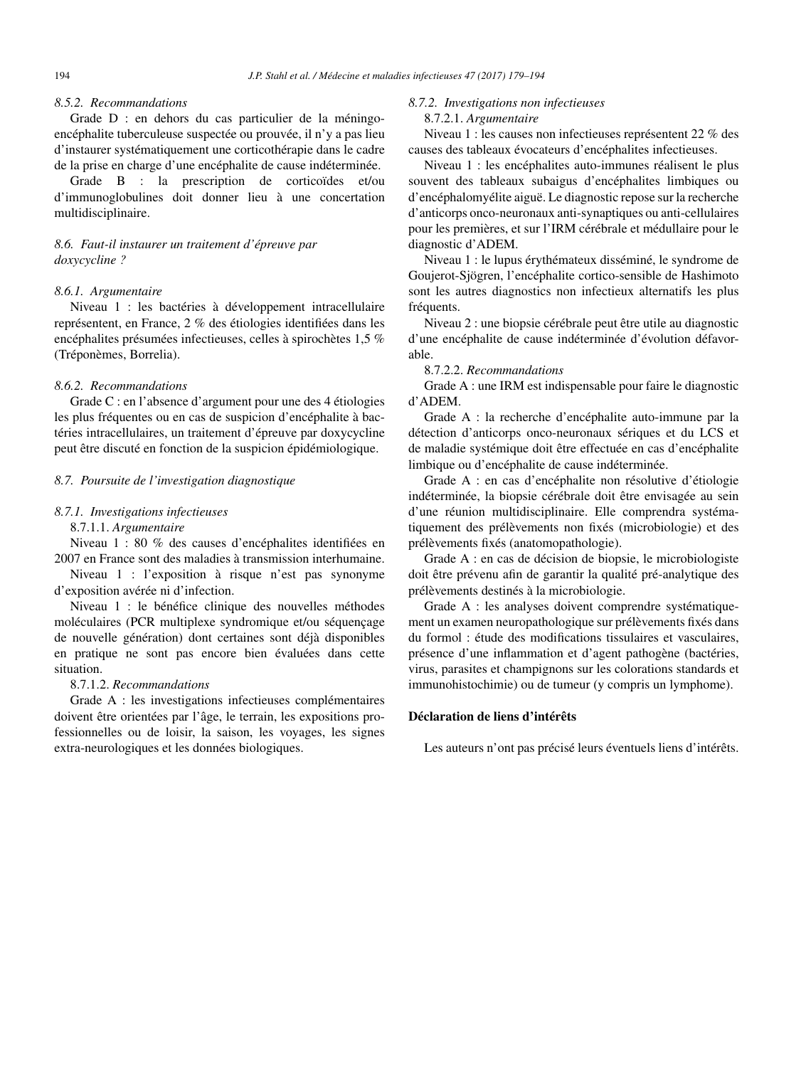#### 8.5.2. *Recommandations*

Grade D : en dehors du cas particulier de la méningo-encéphalite tuberculeuse suspectée ou prouvée, il n'y a pas lieu d'instaurer systématiquement une corticothérapie dans le cadre de la prise en charge d'une encéphalite de cause indéterminée.

Grade B : la prescription de corticoïdes et/ou d'immunoglobulines doit donner lieu à une concertation multidisciplinaire.

### 8.6. *Faut-il instaurer un traitement d'épreuve par doxycycline ?*

#### 8.6.1. *Argumentaire*

Niveau 1 : les bactéries à développement intracellulaire représentent, en France, 2 % des étiologies identifiées dans les encéphalites présumées infectieuses, celles à spirochètes 1,5 % (Tréponèmes, Borrelia).

#### 8.6.2. *Recommandations*

Grade C : en l'absence d'argument pour une des 4 étiologies les plus fréquentes ou en cas de suspicion d'encéphalite à bactéries intracellulaires, un traitement d'épreuve par doxycycline peut être discuté en fonction de la suspicion épidémiologique.

### 8.7. *Poursuite de l'investigation diagnostique*

#### 8.7.1. *Investigations infectieuses*

8.7.1.1. *Argumentaire*

Niveau 1 : 80 % des causes d'encéphalites identifiées en 2007 en France sont des maladies à transmission interhumaine.

Niveau 1 : l'exposition à risque n'est pas synonyme d'exposition avérée ni d'infection.

Niveau 1 : le bénéfice clinique des nouvelles méthodes moléculaires (PCR multiplexe syndromique et/ou séquençage de nouvelle génération) dont certaines sont déjà disponibles en pratique ne sont pas encore bien évaluées dans cette situation.

8.7.1.2. *Recommandations*

Grade A : les investigations infectieuses complémentaires doivent être orientées par l'âge, le terrain, les expositions professionnelles ou de loisir, la saison, les voyages, les signes extra-neurologiques et les données biologiques.

#### 8.7.2. *Investigations non infectieuses*

8.7.2.1. *Argumentaire*

Niveau 1 : les causes non infectieuses représentent 22 % des causes des tableaux évocateurs d'encéphalites infectieuses.

Niveau 1 : les encéphalites auto-immunes réalisent le plus souvent des tableaux subaigus d'encéphalites limbiques ou d'encéphalomyélite aiguë. Le diagnostic repose sur la recherche d'anticorps onco-neuronaux anti-synaptiques ou anti-cellulaires pour les premières, et sur l'IRM cérébrale et médullaire pour le diagnostic d'ADEM.

Niveau 1 : le lupus érythémateux disséminé, le syndrome de Goujerot-Sjögren, l'encéphalite cortico-sensible de Hashimoto sont les autres diagnostics non infectieux alternatifs les plus fréquents.

Niveau 2 : une biopsie cérébrale peut être utile au diagnostic d'une encéphalite de cause indéterminée d'évolution défavorable.

8.7.2.2. *Recommandations*

Grade A : une IRM est indispensable pour faire le diagnostic d'ADEM.

Grade A : la recherche d'encéphalite auto-immune par la détection d'anticorps onco-neuronaux sériques et du LCS et de maladie systémique doit être effectuée en cas d'encéphalite limbique ou d'encéphalite de cause indéterminée.

Grade A : en cas d'encéphalite non résolutive d'étiologie indéterminée, la biopsie cérébrale doit être envisagée au sein d'une réunion multidisciplinaire. Elle comprendra systématiquement des prélèvements non fixés (microbiologie) et des prélèvements fixés (anatomopathologie).

Grade A : en cas de décision de biopsie, le microbiologiste doit être prévenu afin de garantir la qualité pré-analytique des prélèvements destinés à la microbiologie.

Grade A : les analyses doivent comprendre systématiquement un examen neuropathologique sur prélèvements fixés dans du formol : étude des modifications tissulaires et vasculaires, présence d'une inflammation et d'agent pathogène (bactéries, virus, parasites et champignons sur les colorations standards et immunohistochimie) ou de tumeur (y compris un lymphome).

## Déclaration de liens d'intérêts

Les auteurs n'ont pas précisé leurs éventuels liens d'intérêts.